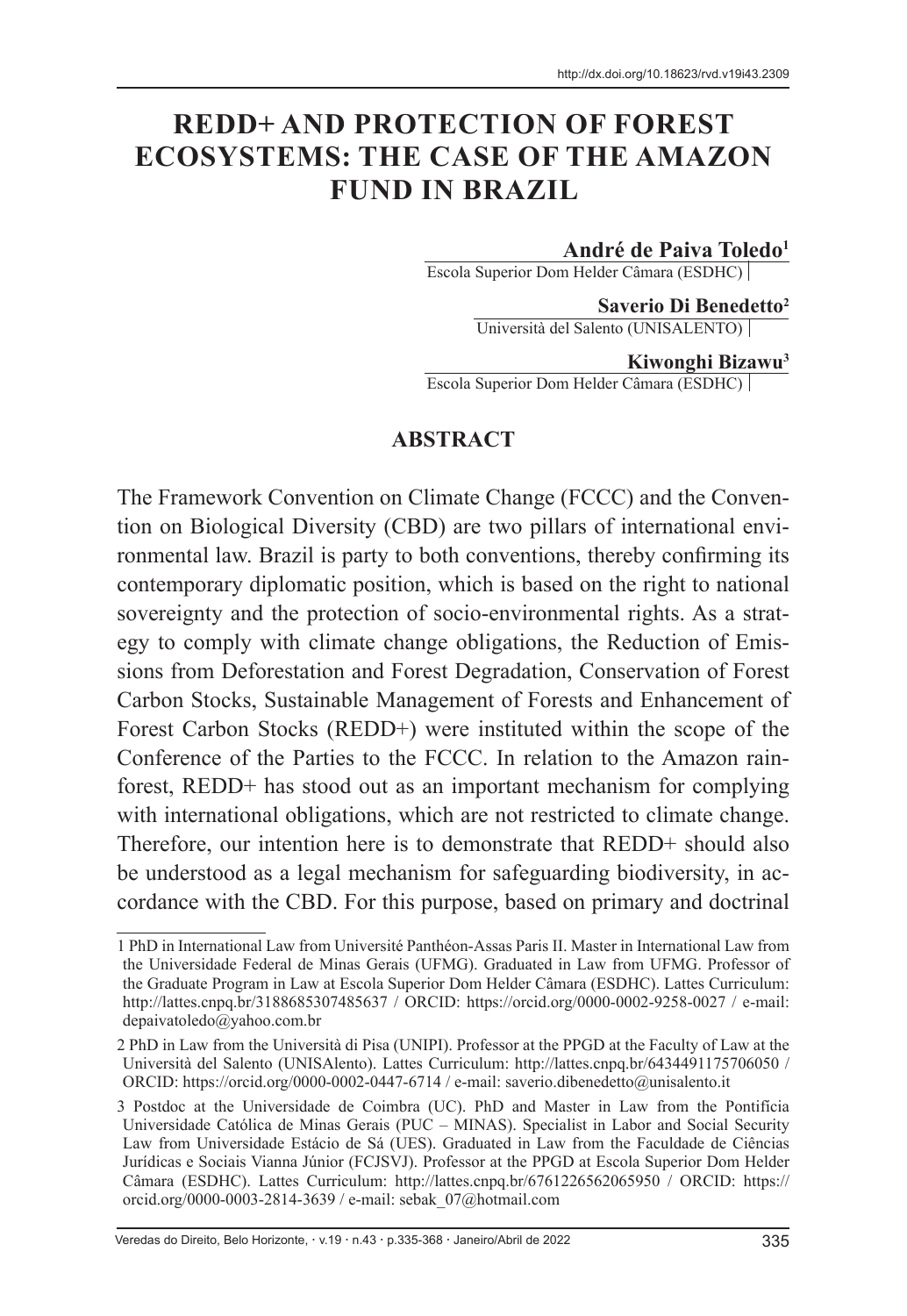http://dx.doi.org/10.18623/rvd.v19i43.2309

# REDD+ AND PROTECTION OF FOREST ECOSYSTEMS: THE CASE OF THE AMAZON FUND IN BRAZIL

**André de Paiva Toledo**[1]
Escola Superior Dom Helder Câmara (ESDHC)

**Saverio Di Benedetto**[2]
Università del Salento (UNISALENTO)

**Kiwonghi Bizawu**[3]
Escola Superior Dom Helder Câmara (ESDHC)

## ABSTRACT

The Framework Convention on Climate Change (FCCC) and the Convention on Biological Diversity (CBD) are two pillars of international environmental law. Brazil is party to both conventions, thereby confirming its contemporary diplomatic position, which is based on the right to national sovereignty and the protection of socio-environmental rights. As a strategy to comply with climate change obligations, the Reduction of Emissions from Deforestation and Forest Degradation, Conservation of Forest Carbon Stocks, Sustainable Management of Forests and Enhancement of Forest Carbon Stocks (REDD+) were instituted within the scope of the Conference of the Parties to the FCCC. In relation to the Amazon rainforest, REDD+ has stood out as an important mechanism for complying with international obligations, which are not restricted to climate change. Therefore, our intention here is to demonstrate that REDD+ should also be understood as a legal mechanism for safeguarding biodiversity, in accordance with the CBD. For this purpose, based on primary and doctrinal

---

1 PhD in International Law from Université Panthéon-Assas Paris II. Master in International Law from the Universidade Federal de Minas Gerais (UFMG). Graduated in Law from UFMG. Professor of the Graduate Program in Law at Escola Superior Dom Helder Câmara (ESDHC). Lattes Curriculum: http://lattes.cnpq.br/3188685307485637 / ORCID: https://orcid.org/0000-0002-9258-0027 / e-mail: depaivatoledo@yahoo.com.br

2 PhD in Law from the Università di Pisa (UNIPI). Professor at the PPGD at the Faculty of Law at the Università del Salento (UNISAlento). Lattes Curriculum: http://lattes.cnpq.br/6434491175706050 / ORCID: https://orcid.org/0000-0002-0447-6714 / e-mail: saverio.dibenedetto@unisalento.it

3 Postdoc at the Universidade de Coimbra (UC). PhD and Master in Law from the Pontifícia Universidade Católica de Minas Gerais (PUC – MINAS). Specialist in Labor and Social Security Law from Universidade Estácio de Sá (UES). Graduated in Law from the Faculdade de Ciências Jurídicas e Sociais Vianna Júnior (FCJSVJ). Professor at the PPGD at Escola Superior Dom Helder Câmara (ESDHC). Lattes Curriculum: http://lattes.cnpq.br/6761226562065950 / ORCID: https://orcid.org/0000-0003-2814-3639 / e-mail: sebak_07@hotmail.com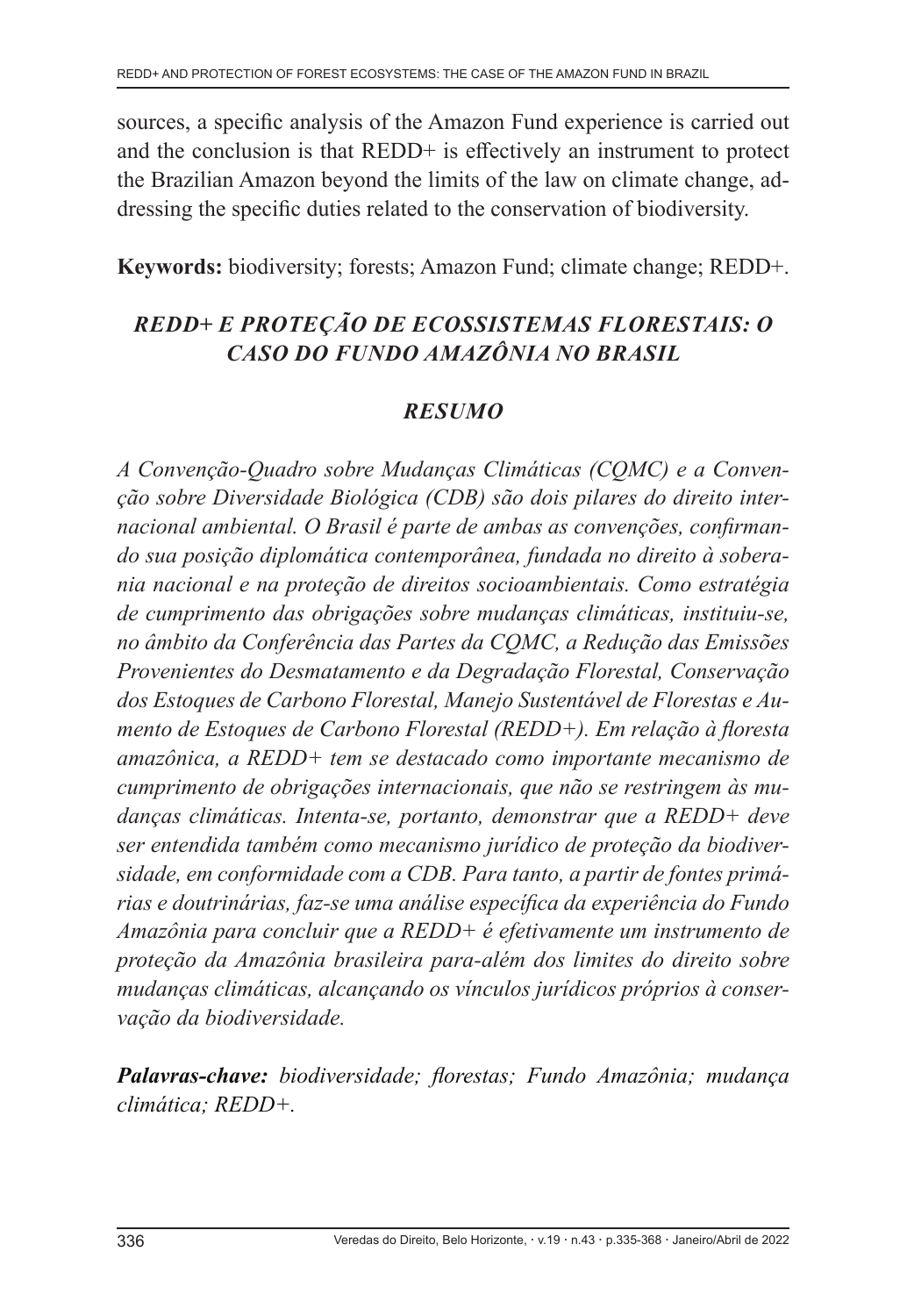sources, a specific analysis of the Amazon Fund experience is carried out and the conclusion is that REDD+ is effectively an instrument to protect the Brazilian Amazon beyond the limits of the law on climate change, addressing the specific duties related to the conservation of biodiversity.

**Keywords:** biodiversity; forests; Amazon Fund; climate change; REDD+.

## *REDD+ E PROTEÇÃO DE ECOSSISTEMAS FLORESTAIS: O CASO DO FUNDO AMAZÔNIA NO BRASIL*

### *RESUMO*

*A Convenção-Quadro sobre Mudanças Climáticas (CQMC) e a Convenção sobre Diversidade Biológica (CDB) são dois pilares do direito internacional ambiental. O Brasil é parte de ambas as convenções, confirmando sua posição diplomática contemporânea, fundada no direito à soberania nacional e na proteção de direitos socioambientais. Como estratégia de cumprimento das obrigações sobre mudanças climáticas, instituiu-se, no âmbito da Conferência das Partes da CQMC, a Redução das Emissões Provenientes do Desmatamento e da Degradação Florestal, Conservação dos Estoques de Carbono Florestal, Manejo Sustentável de Florestas e Aumento de Estoques de Carbono Florestal (REDD+). Em relação à floresta amazônica, a REDD+ tem se destacado como importante mecanismo de cumprimento de obrigações internacionais, que não se restringem às mudanças climáticas. Intenta-se, portanto, demonstrar que a REDD+ deve ser entendida também como mecanismo jurídico de proteção da biodiversidade, em conformidade com a CDB. Para tanto, a partir de fontes primárias e doutrinárias, faz-se uma análise específica da experiência do Fundo Amazônia para concluir que a REDD+ é efetivamente um instrumento de proteção da Amazônia brasileira para-além dos limites do direito sobre mudanças climáticas, alcançando os vínculos jurídicos próprios à conservação da biodiversidade.*

***Palavras-chave:*** *biodiversidade; florestas; Fundo Amazônia; mudança climática; REDD+.*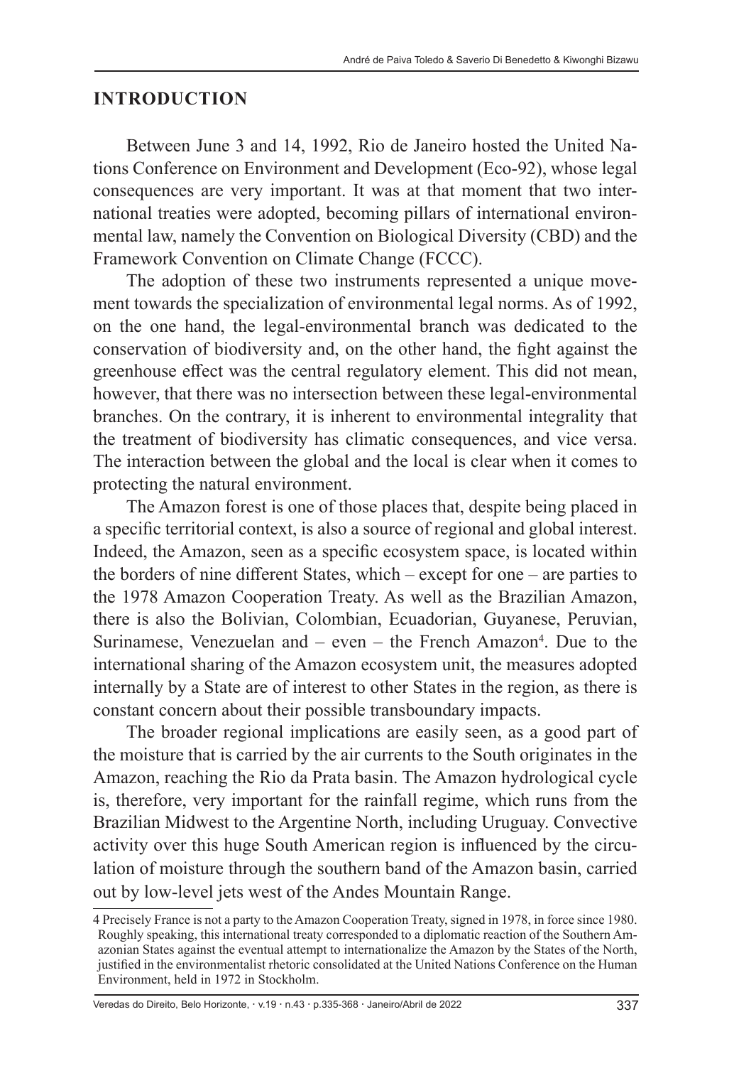## INTRODUCTION

Between June 3 and 14, 1992, Rio de Janeiro hosted the United Nations Conference on Environment and Development (Eco-92), whose legal consequences are very important. It was at that moment that two international treaties were adopted, becoming pillars of international environmental law, namely the Convention on Biological Diversity (CBD) and the Framework Convention on Climate Change (FCCC).

The adoption of these two instruments represented a unique movement towards the specialization of environmental legal norms. As of 1992, on the one hand, the legal-environmental branch was dedicated to the conservation of biodiversity and, on the other hand, the fight against the greenhouse effect was the central regulatory element. This did not mean, however, that there was no intersection between these legal-environmental branches. On the contrary, it is inherent to environmental integrality that the treatment of biodiversity has climatic consequences, and vice versa. The interaction between the global and the local is clear when it comes to protecting the natural environment.

The Amazon forest is one of those places that, despite being placed in a specific territorial context, is also a source of regional and global interest. Indeed, the Amazon, seen as a specific ecosystem space, is located within the borders of nine different States, which – except for one – are parties to the 1978 Amazon Cooperation Treaty. As well as the Brazilian Amazon, there is also the Bolivian, Colombian, Ecuadorian, Guyanese, Peruvian, Surinamese, Venezuelan and – even – the French Amazon[4]. Due to the international sharing of the Amazon ecosystem unit, the measures adopted internally by a State are of interest to other States in the region, as there is constant concern about their possible transboundary impacts.

The broader regional implications are easily seen, as a good part of the moisture that is carried by the air currents to the South originates in the Amazon, reaching the Rio da Prata basin. The Amazon hydrological cycle is, therefore, very important for the rainfall regime, which runs from the Brazilian Midwest to the Argentine North, including Uruguay. Convective activity over this huge South American region is influenced by the circulation of moisture through the southern band of the Amazon basin, carried out by low-level jets west of the Andes Mountain Range.

4 Precisely France is not a party to the Amazon Cooperation Treaty, signed in 1978, in force since 1980. Roughly speaking, this international treaty corresponded to a diplomatic reaction of the Southern Amazonian States against the eventual attempt to internationalize the Amazon by the States of the North, justified in the environmentalist rhetoric consolidated at the United Nations Conference on the Human Environment, held in 1972 in Stockholm.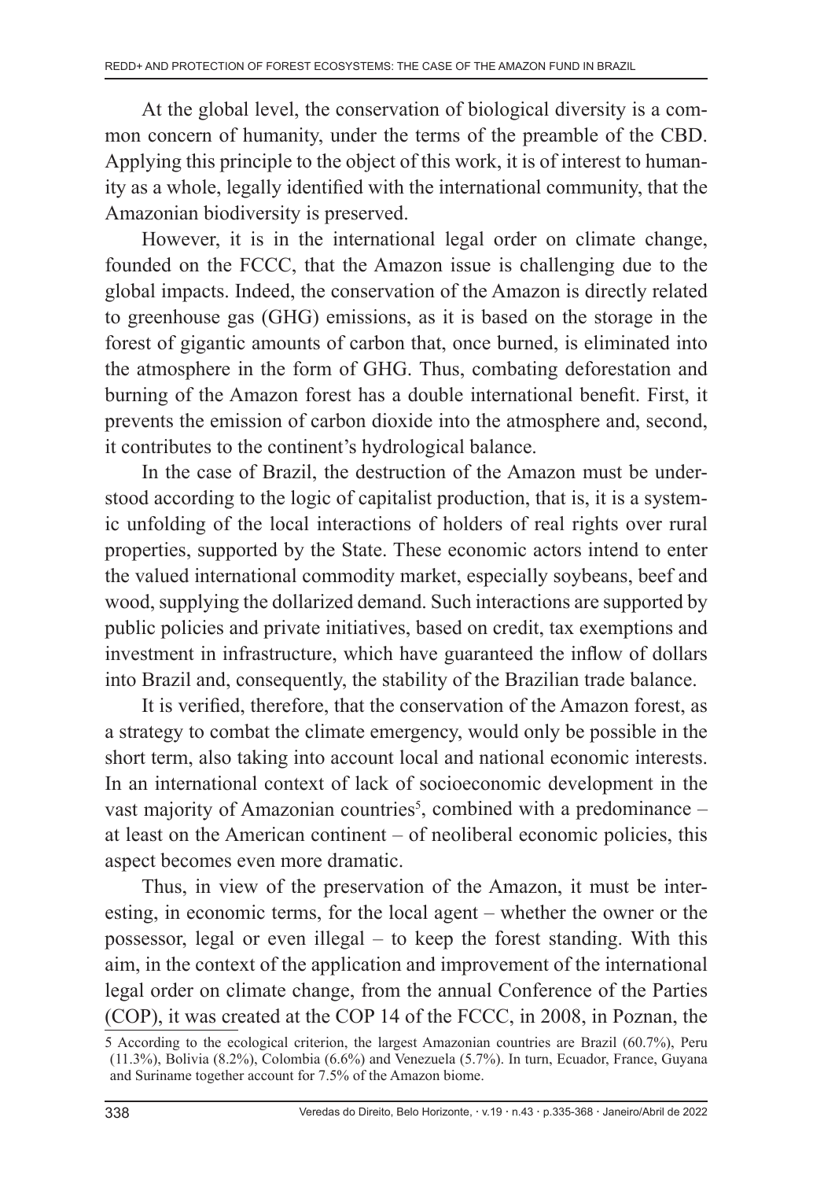At the global level, the conservation of biological diversity is a common concern of humanity, under the terms of the preamble of the CBD. Applying this principle to the object of this work, it is of interest to humanity as a whole, legally identified with the international community, that the Amazonian biodiversity is preserved.

However, it is in the international legal order on climate change, founded on the FCCC, that the Amazon issue is challenging due to the global impacts. Indeed, the conservation of the Amazon is directly related to greenhouse gas (GHG) emissions, as it is based on the storage in the forest of gigantic amounts of carbon that, once burned, is eliminated into the atmosphere in the form of GHG. Thus, combating deforestation and burning of the Amazon forest has a double international benefit. First, it prevents the emission of carbon dioxide into the atmosphere and, second, it contributes to the continent's hydrological balance.

In the case of Brazil, the destruction of the Amazon must be understood according to the logic of capitalist production, that is, it is a systemic unfolding of the local interactions of holders of real rights over rural properties, supported by the State. These economic actors intend to enter the valued international commodity market, especially soybeans, beef and wood, supplying the dollarized demand. Such interactions are supported by public policies and private initiatives, based on credit, tax exemptions and investment in infrastructure, which have guaranteed the inflow of dollars into Brazil and, consequently, the stability of the Brazilian trade balance.

It is verified, therefore, that the conservation of the Amazon forest, as a strategy to combat the climate emergency, would only be possible in the short term, also taking into account local and national economic interests. In an international context of lack of socioeconomic development in the vast majority of Amazonian countries[5], combined with a predominance – at least on the American continent – of neoliberal economic policies, this aspect becomes even more dramatic.

Thus, in view of the preservation of the Amazon, it must be interesting, in economic terms, for the local agent – whether the owner or the possessor, legal or even illegal – to keep the forest standing. With this aim, in the context of the application and improvement of the international legal order on climate change, from the annual Conference of the Parties (COP), it was created at the COP 14 of the FCCC, in 2008, in Poznan, the

5 According to the ecological criterion, the largest Amazonian countries are Brazil (60.7%), Peru (11.3%), Bolivia (8.2%), Colombia (6.6%) and Venezuela (5.7%). In turn, Ecuador, France, Guyana and Suriname together account for 7.5% of the Amazon biome.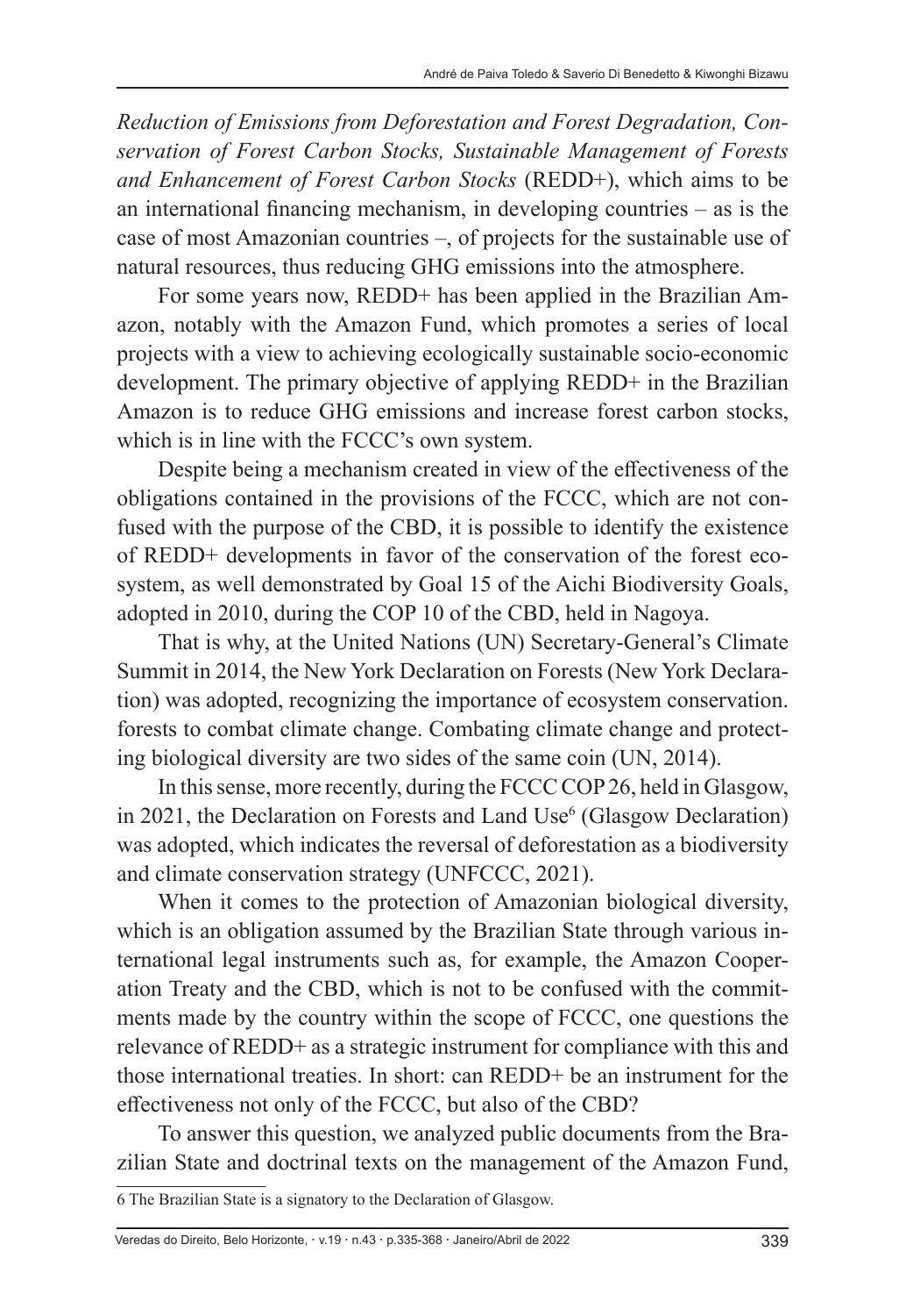*Reduction of Emissions from Deforestation and Forest Degradation, Conservation of Forest Carbon Stocks, Sustainable Management of Forests and Enhancement of Forest Carbon Stocks* (REDD+), which aims to be an international financing mechanism, in developing countries – as is the case of most Amazonian countries –, of projects for the sustainable use of natural resources, thus reducing GHG emissions into the atmosphere.

For some years now, REDD+ has been applied in the Brazilian Amazon, notably with the Amazon Fund, which promotes a series of local projects with a view to achieving ecologically sustainable socio-economic development. The primary objective of applying REDD+ in the Brazilian Amazon is to reduce GHG emissions and increase forest carbon stocks, which is in line with the FCCC's own system.

Despite being a mechanism created in view of the effectiveness of the obligations contained in the provisions of the FCCC, which are not confused with the purpose of the CBD, it is possible to identify the existence of REDD+ developments in favor of the conservation of the forest ecosystem, as well demonstrated by Goal 15 of the Aichi Biodiversity Goals, adopted in 2010, during the COP 10 of the CBD, held in Nagoya.

That is why, at the United Nations (UN) Secretary-General's Climate Summit in 2014, the New York Declaration on Forests (New York Declaration) was adopted, recognizing the importance of ecosystem conservation. forests to combat climate change. Combating climate change and protecting biological diversity are two sides of the same coin (UN, 2014).

In this sense, more recently, during the FCCC COP 26, held in Glasgow, in 2021, the Declaration on Forests and Land Use[6] (Glasgow Declaration) was adopted, which indicates the reversal of deforestation as a biodiversity and climate conservation strategy (UNFCCC, 2021).

When it comes to the protection of Amazonian biological diversity, which is an obligation assumed by the Brazilian State through various international legal instruments such as, for example, the Amazon Cooperation Treaty and the CBD, which is not to be confused with the commitments made by the country within the scope of FCCC, one questions the relevance of REDD+ as a strategic instrument for compliance with this and those international treaties. In short: can REDD+ be an instrument for the effectiveness not only of the FCCC, but also of the CBD?

To answer this question, we analyzed public documents from the Brazilian State and doctrinal texts on the management of the Amazon Fund,

---

6 The Brazilian State is a signatory to the Declaration of Glasgow.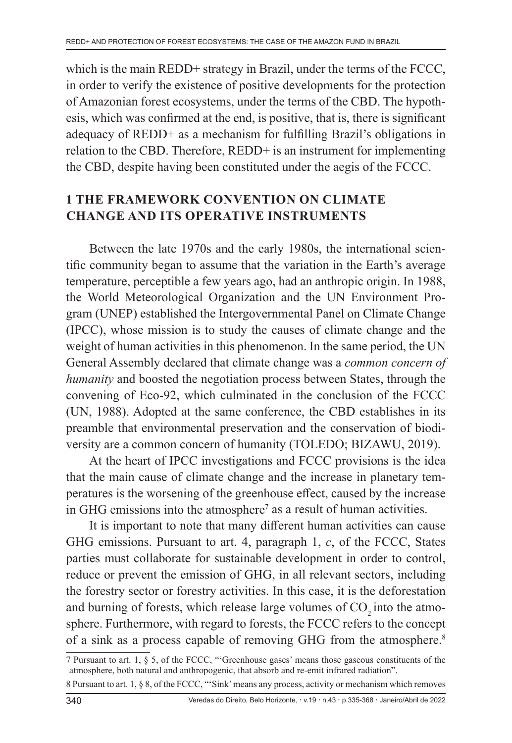which is the main REDD+ strategy in Brazil, under the terms of the FCCC, in order to verify the existence of positive developments for the protection of Amazonian forest ecosystems, under the terms of the CBD. The hypothesis, which was confirmed at the end, is positive, that is, there is significant adequacy of REDD+ as a mechanism for fulfilling Brazil's obligations in relation to the CBD. Therefore, REDD+ is an instrument for implementing the CBD, despite having been constituted under the aegis of the FCCC.

## 1 THE FRAMEWORK CONVENTION ON CLIMATE CHANGE AND ITS OPERATIVE INSTRUMENTS

Between the late 1970s and the early 1980s, the international scientific community began to assume that the variation in the Earth's average temperature, perceptible a few years ago, had an anthropic origin. In 1988, the World Meteorological Organization and the UN Environment Program (UNEP) established the Intergovernmental Panel on Climate Change (IPCC), whose mission is to study the causes of climate change and the weight of human activities in this phenomenon. In the same period, the UN General Assembly declared that climate change was a *common concern of humanity* and boosted the negotiation process between States, through the convening of Eco-92, which culminated in the conclusion of the FCCC (UN, 1988). Adopted at the same conference, the CBD establishes in its preamble that environmental preservation and the conservation of biodiversity are a common concern of humanity (TOLEDO; BIZAWU, 2019).

At the heart of IPCC investigations and FCCC provisions is the idea that the main cause of climate change and the increase in planetary temperatures is the worsening of the greenhouse effect, caused by the increase in GHG emissions into the atmosphere[7] as a result of human activities.

It is important to note that many different human activities can cause GHG emissions. Pursuant to art. 4, paragraph 1, *c*, of the FCCC, States parties must collaborate for sustainable development in order to control, reduce or prevent the emission of GHG, in all relevant sectors, including the forestry sector or forestry activities. In this case, it is the deforestation and burning of forests, which release large volumes of $CO_2$ into the atmosphere. Furthermore, with regard to forests, the FCCC refers to the concept of a sink as a process capable of removing GHG from the atmosphere.[8]

---

7 Pursuant to art. 1, § 5, of the FCCC, "'Greenhouse gases' means those gaseous constituents of the atmosphere, both natural and anthropogenic, that absorb and re-emit infrared radiation".

8 Pursuant to art. 1, § 8, of the FCCC, "'Sink' means any process, activity or mechanism which removes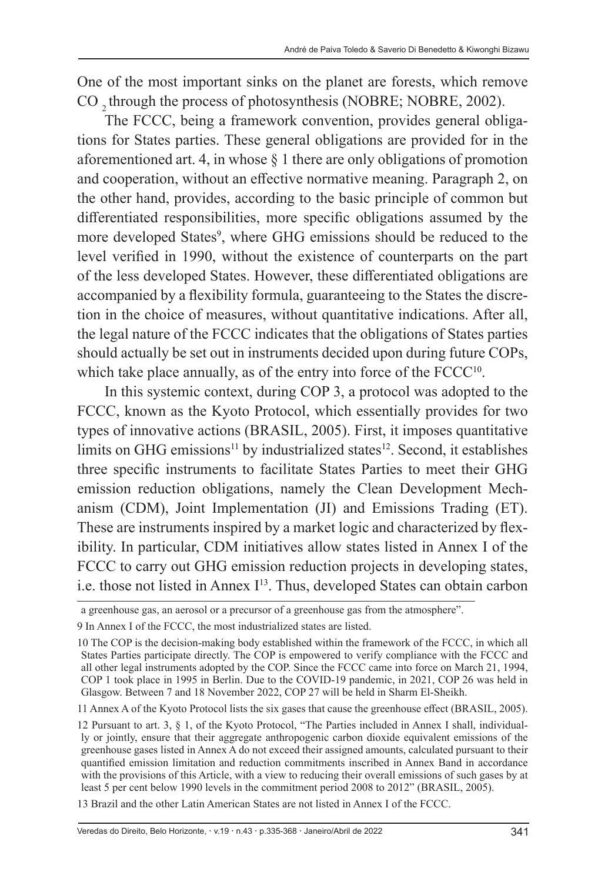One of the most important sinks on the planet are forests, which remove $CO_2$ through the process of photosynthesis (NOBRE; NOBRE, 2002).

The FCCC, being a framework convention, provides general obligations for States parties. These general obligations are provided for in the aforementioned art. 4, in whose § 1 there are only obligations of promotion and cooperation, without an effective normative meaning. Paragraph 2, on the other hand, provides, according to the basic principle of common but differentiated responsibilities, more specific obligations assumed by the more developed States[9], where GHG emissions should be reduced to the level verified in 1990, without the existence of counterparts on the part of the less developed States. However, these differentiated obligations are accompanied by a flexibility formula, guaranteeing to the States the discretion in the choice of measures, without quantitative indications. After all, the legal nature of the FCCC indicates that the obligations of States parties should actually be set out in instruments decided upon during future COPs, which take place annually, as of the entry into force of the FCCC[10].

In this systemic context, during COP 3, a protocol was adopted to the FCCC, known as the Kyoto Protocol, which essentially provides for two types of innovative actions (BRASIL, 2005). First, it imposes quantitative limits on GHG emissions[11] by industrialized states[12]. Second, it establishes three specific instruments to facilitate States Parties to meet their GHG emission reduction obligations, namely the Clean Development Mechanism (CDM), Joint Implementation (JI) and Emissions Trading (ET). These are instruments inspired by a market logic and characterized by flexibility. In particular, CDM initiatives allow states listed in Annex I of the FCCC to carry out GHG emission reduction projects in developing states, i.e. those not listed in Annex I[13]. Thus, developed States can obtain carbon

---

a greenhouse gas, an aerosol or a precursor of a greenhouse gas from the atmosphere".

9 In Annex I of the FCCC, the most industrialized states are listed.

10 The COP is the decision-making body established within the framework of the FCCC, in which all States Parties participate directly. The COP is empowered to verify compliance with the FCCC and all other legal instruments adopted by the COP. Since the FCCC came into force on March 21, 1994, COP 1 took place in 1995 in Berlin. Due to the COVID-19 pandemic, in 2021, COP 26 was held in Glasgow. Between 7 and 18 November 2022, COP 27 will be held in Sharm El-Sheikh.

11 Annex A of the Kyoto Protocol lists the six gases that cause the greenhouse effect (BRASIL, 2005).

12 Pursuant to art. 3, § 1, of the Kyoto Protocol, "The Parties included in Annex I shall, individually or jointly, ensure that their aggregate anthropogenic carbon dioxide equivalent emissions of the greenhouse gases listed in Annex A do not exceed their assigned amounts, calculated pursuant to their quantified emission limitation and reduction commitments inscribed in Annex Band in accordance with the provisions of this Article, with a view to reducing their overall emissions of such gases by at least 5 per cent below 1990 levels in the commitment period 2008 to 2012" (BRASIL, 2005).

13 Brazil and the other Latin American States are not listed in Annex I of the FCCC.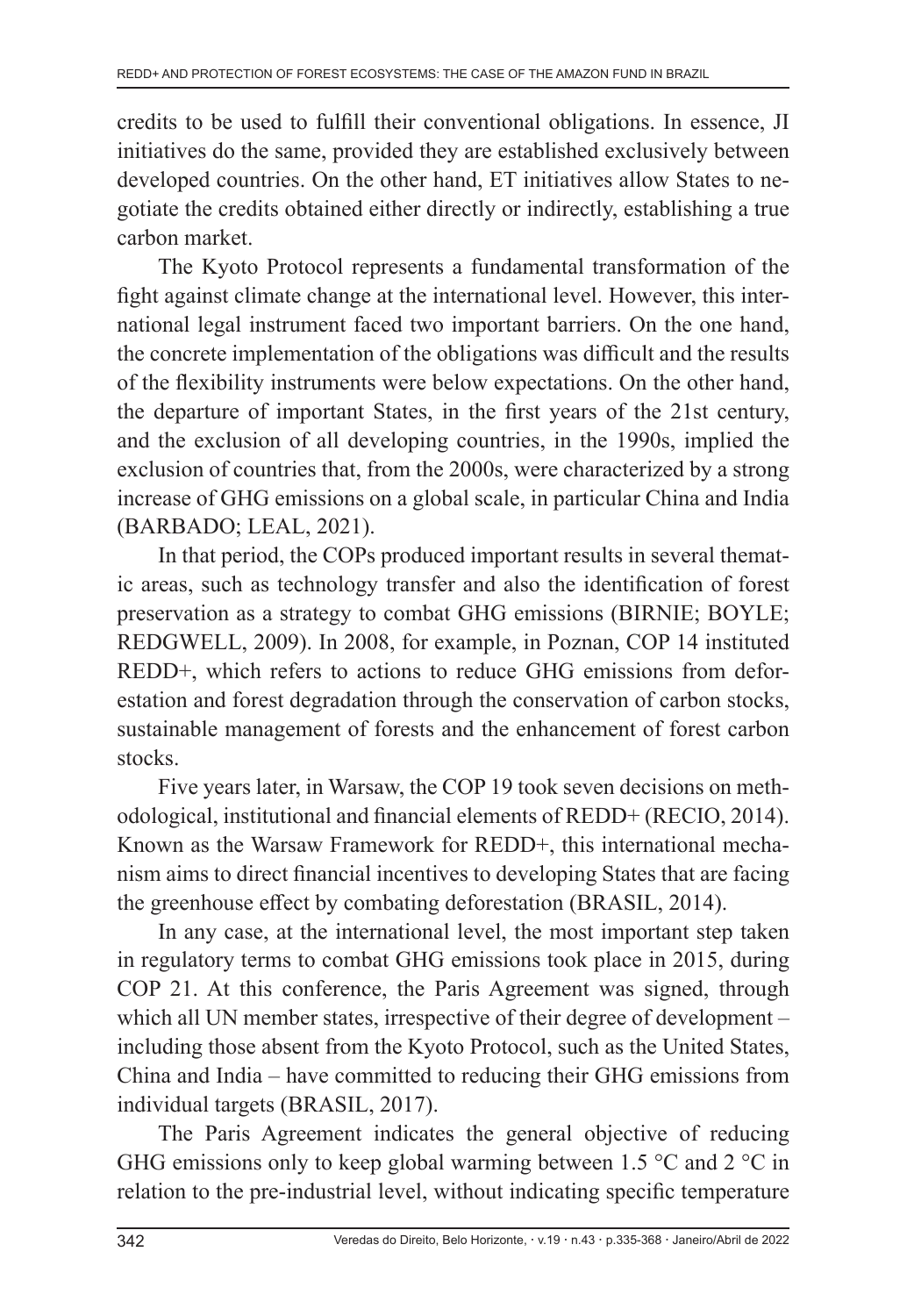credits to be used to fulfill their conventional obligations. In essence, JI initiatives do the same, provided they are established exclusively between developed countries. On the other hand, ET initiatives allow States to negotiate the credits obtained either directly or indirectly, establishing a true carbon market.

The Kyoto Protocol represents a fundamental transformation of the fight against climate change at the international level. However, this international legal instrument faced two important barriers. On the one hand, the concrete implementation of the obligations was difficult and the results of the flexibility instruments were below expectations. On the other hand, the departure of important States, in the first years of the 21st century, and the exclusion of all developing countries, in the 1990s, implied the exclusion of countries that, from the 2000s, were characterized by a strong increase of GHG emissions on a global scale, in particular China and India (BARBADO; LEAL, 2021).

In that period, the COPs produced important results in several thematic areas, such as technology transfer and also the identification of forest preservation as a strategy to combat GHG emissions (BIRNIE; BOYLE; REDGWELL, 2009). In 2008, for example, in Poznan, COP 14 instituted REDD+, which refers to actions to reduce GHG emissions from deforestation and forest degradation through the conservation of carbon stocks, sustainable management of forests and the enhancement of forest carbon stocks.

Five years later, in Warsaw, the COP 19 took seven decisions on methodological, institutional and financial elements of REDD+ (RECIO, 2014). Known as the Warsaw Framework for REDD+, this international mechanism aims to direct financial incentives to developing States that are facing the greenhouse effect by combating deforestation (BRASIL, 2014).

In any case, at the international level, the most important step taken in regulatory terms to combat GHG emissions took place in 2015, during COP 21. At this conference, the Paris Agreement was signed, through which all UN member states, irrespective of their degree of development – including those absent from the Kyoto Protocol, such as the United States, China and India – have committed to reducing their GHG emissions from individual targets (BRASIL, 2017).

The Paris Agreement indicates the general objective of reducing GHG emissions only to keep global warming between 1.5 °C and 2 °C in relation to the pre-industrial level, without indicating specific temperature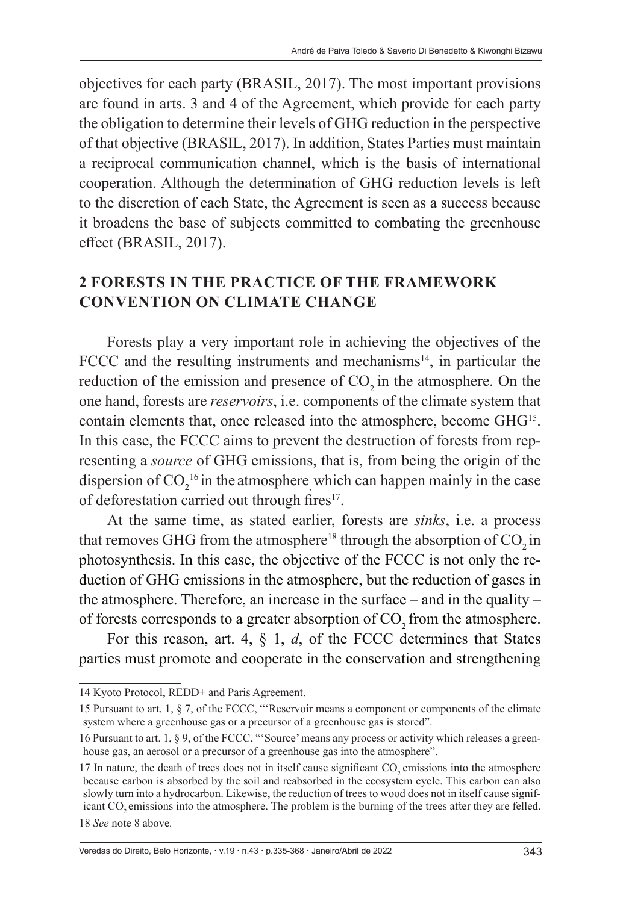objectives for each party (BRASIL, 2017). The most important provisions are found in arts. 3 and 4 of the Agreement, which provide for each party the obligation to determine their levels of GHG reduction in the perspective of that objective (BRASIL, 2017). In addition, States Parties must maintain a reciprocal communication channel, which is the basis of international cooperation. Although the determination of GHG reduction levels is left to the discretion of each State, the Agreement is seen as a success because it broadens the base of subjects committed to combating the greenhouse effect (BRASIL, 2017).

## 2 FORESTS IN THE PRACTICE OF THE FRAMEWORK CONVENTION ON CLIMATE CHANGE

Forests play a very important role in achieving the objectives of the FCCC and the resulting instruments and mechanisms[14], in particular the reduction of the emission and presence of $CO_2$ in the atmosphere. On the one hand, forests are *reservoirs*, i.e. components of the climate system that contain elements that, once released into the atmosphere, become GHG[15]. In this case, the FCCC aims to prevent the destruction of forests from representing a *source* of GHG emissions, that is, from being the origin of the dispersion of $CO_2$[16] in the atmosphere, which can happen mainly in the case of deforestation carried out through fires[17].

At the same time, as stated earlier, forests are *sinks*, i.e. a process that removes GHG from the atmosphere[18] through the absorption of $CO_2$ in photosynthesis. In this case, the objective of the FCCC is not only the reduction of GHG emissions in the atmosphere, but the reduction of gases in the atmosphere. Therefore, an increase in the surface – and in the quality – of forests corresponds to a greater absorption of $CO_2$ from the atmosphere.

For this reason, art. 4, § 1, *d*, of the FCCC determines that States parties must promote and cooperate in the conservation and strengthening

---

14 Kyoto Protocol, REDD+ and Paris Agreement.

15 Pursuant to art. 1, § 7, of the FCCC, "'Reservoir means a component or components of the climate system where a greenhouse gas or a precursor of a greenhouse gas is stored".

16 Pursuant to art. 1, § 9, of the FCCC, "'Source' means any process or activity which releases a greenhouse gas, an aerosol or a precursor of a greenhouse gas into the atmosphere".

17 In nature, the death of trees does not in itself cause significant $CO_2$ emissions into the atmosphere because carbon is absorbed by the soil and reabsorbed in the ecosystem cycle. This carbon can also slowly turn into a hydrocarbon. Likewise, the reduction of trees to wood does not in itself cause significant $CO_2$ emissions into the atmosphere. The problem is the burning of the trees after they are felled.

18 *See* note 8 above.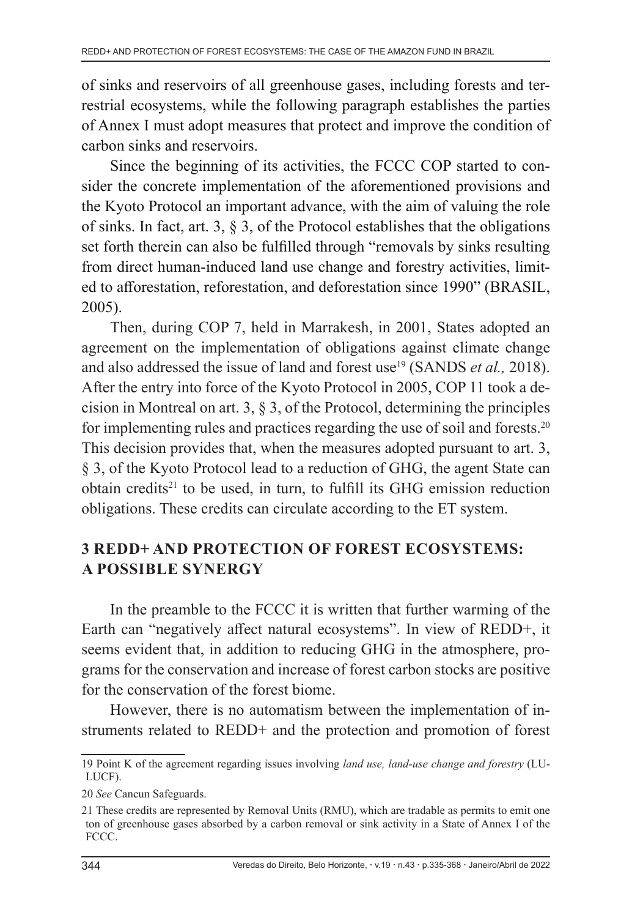of sinks and reservoirs of all greenhouse gases, including forests and terrestrial ecosystems, while the following paragraph establishes the parties of Annex I must adopt measures that protect and improve the condition of carbon sinks and reservoirs.

Since the beginning of its activities, the FCCC COP started to consider the concrete implementation of the aforementioned provisions and the Kyoto Protocol an important advance, with the aim of valuing the role of sinks. In fact, art. 3, § 3, of the Protocol establishes that the obligations set forth therein can also be fulfilled through "removals by sinks resulting from direct human-induced land use change and forestry activities, limited to afforestation, reforestation, and deforestation since 1990" (BRASIL, 2005).

Then, during COP 7, held in Marrakesh, in 2001, States adopted an agreement on the implementation of obligations against climate change and also addressed the issue of land and forest use[19] (SANDS *et al.,* 2018). After the entry into force of the Kyoto Protocol in 2005, COP 11 took a decision in Montreal on art. 3, § 3, of the Protocol, determining the principles for implementing rules and practices regarding the use of soil and forests.[20] This decision provides that, when the measures adopted pursuant to art. 3, § 3, of the Kyoto Protocol lead to a reduction of GHG, the agent State can obtain credits[21] to be used, in turn, to fulfill its GHG emission reduction obligations. These credits can circulate according to the ET system.

## 3 REDD+ AND PROTECTION OF FOREST ECOSYSTEMS: A POSSIBLE SYNERGY

In the preamble to the FCCC it is written that further warming of the Earth can "negatively affect natural ecosystems". In view of REDD+, it seems evident that, in addition to reducing GHG in the atmosphere, programs for the conservation and increase of forest carbon stocks are positive for the conservation of the forest biome.

However, there is no automatism between the implementation of instruments related to REDD+ and the protection and promotion of forest

---

19 Point K of the agreement regarding issues involving *land use, land-use change and forestry* (LULUCF).

20 *See* Cancun Safeguards.

21 These credits are represented by Removal Units (RMU), which are tradable as permits to emit one ton of greenhouse gases absorbed by a carbon removal or sink activity in a State of Annex I of the FCCC.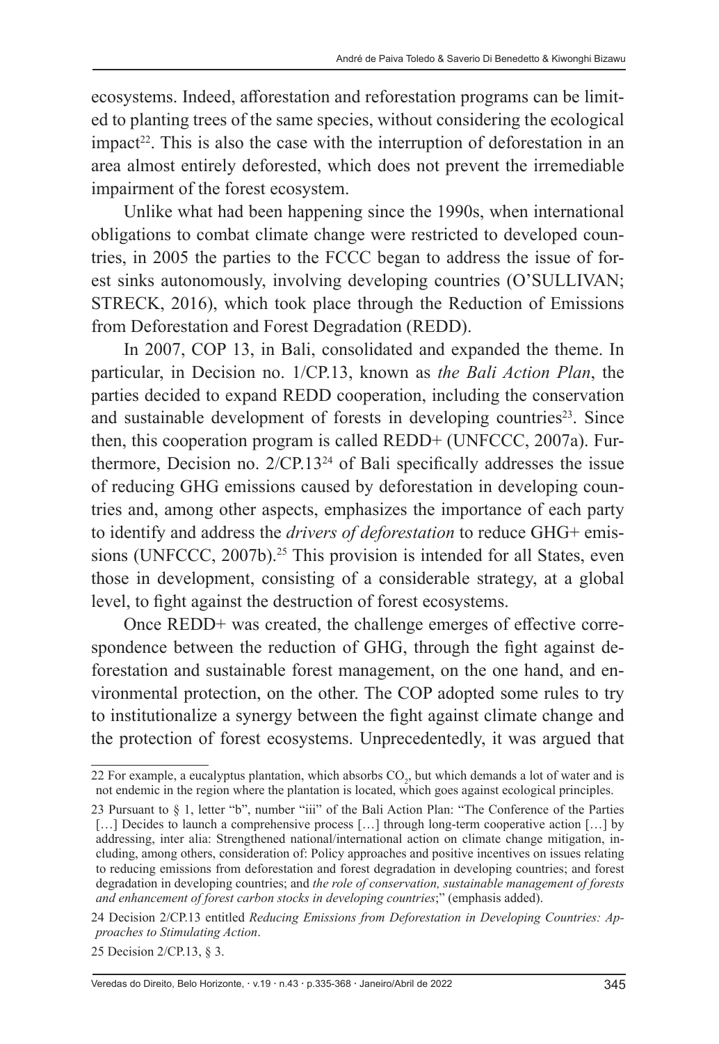ecosystems. Indeed, afforestation and reforestation programs can be limited to planting trees of the same species, without considering the ecological impact[22]. This is also the case with the interruption of deforestation in an area almost entirely deforested, which does not prevent the irremediable impairment of the forest ecosystem.

Unlike what had been happening since the 1990s, when international obligations to combat climate change were restricted to developed countries, in 2005 the parties to the FCCC began to address the issue of forest sinks autonomously, involving developing countries (O'SULLIVAN; STRECK, 2016), which took place through the Reduction of Emissions from Deforestation and Forest Degradation (REDD).

In 2007, COP 13, in Bali, consolidated and expanded the theme. In particular, in Decision no. 1/CP.13, known as *the Bali Action Plan*, the parties decided to expand REDD cooperation, including the conservation and sustainable development of forests in developing countries[23]. Since then, this cooperation program is called REDD+ (UNFCCC, 2007a). Furthermore, Decision no. 2/CP.13[24] of Bali specifically addresses the issue of reducing GHG emissions caused by deforestation in developing countries and, among other aspects, emphasizes the importance of each party to identify and address the *drivers of deforestation* to reduce GHG+ emissions (UNFCCC, 2007b).[25] This provision is intended for all States, even those in development, consisting of a considerable strategy, at a global level, to fight against the destruction of forest ecosystems.

Once REDD+ was created, the challenge emerges of effective correspondence between the reduction of GHG, through the fight against deforestation and sustainable forest management, on the one hand, and environmental protection, on the other. The COP adopted some rules to try to institutionalize a synergy between the fight against climate change and the protection of forest ecosystems. Unprecedentedly, it was argued that

---

22 For example, a eucalyptus plantation, which absorbs $CO_2$, but which demands a lot of water and is not endemic in the region where the plantation is located, which goes against ecological principles.

23 Pursuant to § 1, letter "b", number "iii" of the Bali Action Plan: "The Conference of the Parties […] Decides to launch a comprehensive process […] through long-term cooperative action […] by addressing, inter alia: Strengthened national/international action on climate change mitigation, including, among others, consideration of: Policy approaches and positive incentives on issues relating to reducing emissions from deforestation and forest degradation in developing countries; and forest degradation in developing countries; and *the role of conservation, sustainable management of forests and enhancement of forest carbon stocks in developing countries*;" (emphasis added).

24 Decision 2/CP.13 entitled *Reducing Emissions from Deforestation in Developing Countries: Approaches to Stimulating Action*.

25 Decision 2/CP.13, § 3.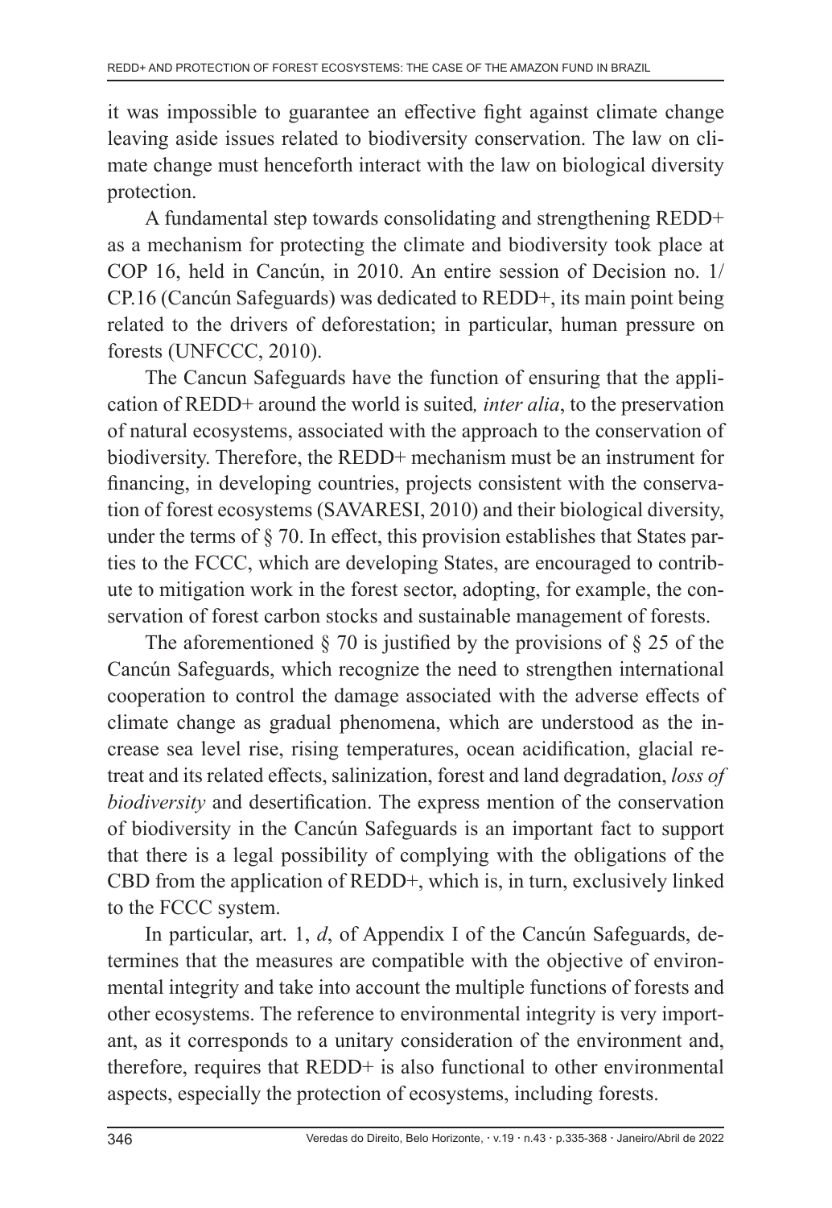it was impossible to guarantee an effective fight against climate change leaving aside issues related to biodiversity conservation. The law on climate change must henceforth interact with the law on biological diversity protection.

A fundamental step towards consolidating and strengthening REDD+ as a mechanism for protecting the climate and biodiversity took place at COP 16, held in Cancún, in 2010. An entire session of Decision no. 1/ CP.16 (Cancún Safeguards) was dedicated to REDD+, its main point being related to the drivers of deforestation; in particular, human pressure on forests (UNFCCC, 2010).

The Cancun Safeguards have the function of ensuring that the application of REDD+ around the world is suited*, inter alia*, to the preservation of natural ecosystems, associated with the approach to the conservation of biodiversity. Therefore, the REDD+ mechanism must be an instrument for financing, in developing countries, projects consistent with the conservation of forest ecosystems (SAVARESI, 2010) and their biological diversity, under the terms of § 70. In effect, this provision establishes that States parties to the FCCC, which are developing States, are encouraged to contribute to mitigation work in the forest sector, adopting, for example, the conservation of forest carbon stocks and sustainable management of forests.

The aforementioned § 70 is justified by the provisions of § 25 of the Cancún Safeguards, which recognize the need to strengthen international cooperation to control the damage associated with the adverse effects of climate change as gradual phenomena, which are understood as the increase sea level rise, rising temperatures, ocean acidification, glacial retreat and its related effects, salinization, forest and land degradation, *loss of biodiversity* and desertification. The express mention of the conservation of biodiversity in the Cancún Safeguards is an important fact to support that there is a legal possibility of complying with the obligations of the CBD from the application of REDD+, which is, in turn, exclusively linked to the FCCC system.

In particular, art. 1, *d*, of Appendix I of the Cancún Safeguards, determines that the measures are compatible with the objective of environmental integrity and take into account the multiple functions of forests and other ecosystems. The reference to environmental integrity is very important, as it corresponds to a unitary consideration of the environment and, therefore, requires that REDD+ is also functional to other environmental aspects, especially the protection of ecosystems, including forests.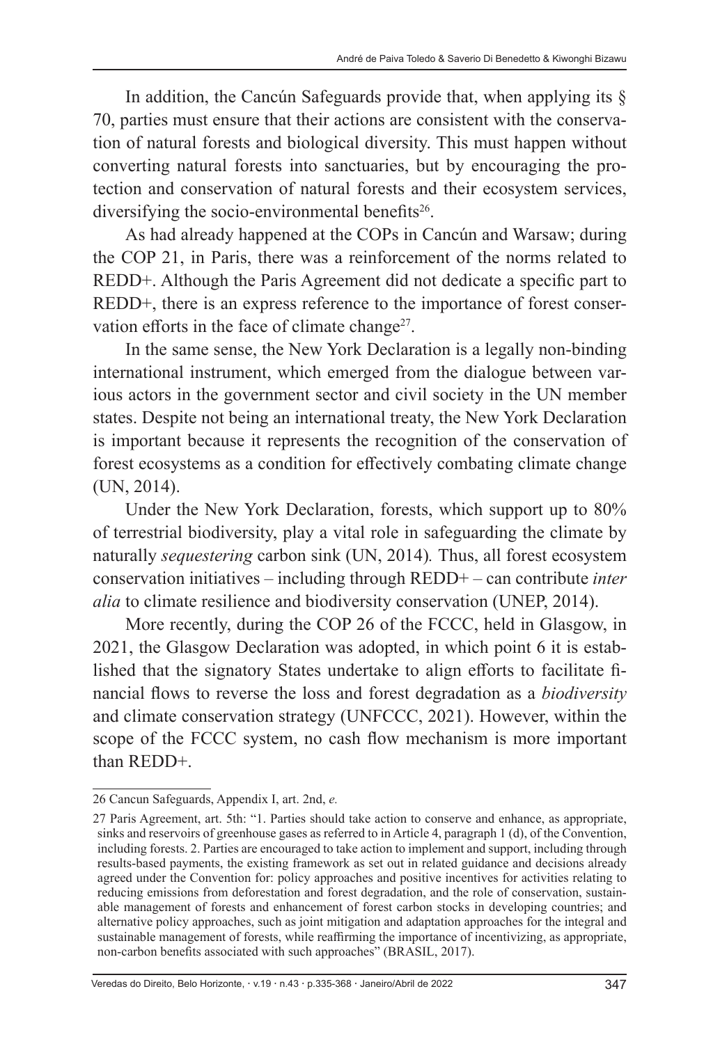In addition, the Cancún Safeguards provide that, when applying its § 70, parties must ensure that their actions are consistent with the conservation of natural forests and biological diversity. This must happen without converting natural forests into sanctuaries, but by encouraging the protection and conservation of natural forests and their ecosystem services, diversifying the socio-environmental benefits[26].

As had already happened at the COPs in Cancún and Warsaw; during the COP 21, in Paris, there was a reinforcement of the norms related to REDD+. Although the Paris Agreement did not dedicate a specific part to REDD+, there is an express reference to the importance of forest conservation efforts in the face of climate change[27].

In the same sense, the New York Declaration is a legally non-binding international instrument, which emerged from the dialogue between various actors in the government sector and civil society in the UN member states. Despite not being an international treaty, the New York Declaration is important because it represents the recognition of the conservation of forest ecosystems as a condition for effectively combating climate change (UN, 2014).

Under the New York Declaration, forests, which support up to 80% of terrestrial biodiversity, play a vital role in safeguarding the climate by naturally *sequestering* carbon sink (UN, 2014). Thus, all forest ecosystem conservation initiatives – including through REDD+ – can contribute *inter alia* to climate resilience and biodiversity conservation (UNEP, 2014).

More recently, during the COP 26 of the FCCC, held in Glasgow, in 2021, the Glasgow Declaration was adopted, in which point 6 it is established that the signatory States undertake to align efforts to facilitate financial flows to reverse the loss and forest degradation as a *biodiversity* and climate conservation strategy (UNFCCC, 2021). However, within the scope of the FCCC system, no cash flow mechanism is more important than REDD+.

---

26 Cancun Safeguards, Appendix I, art. 2nd, *e.*

27 Paris Agreement, art. 5th: "1. Parties should take action to conserve and enhance, as appropriate, sinks and reservoirs of greenhouse gases as referred to in Article 4, paragraph 1 (d), of the Convention, including forests. 2. Parties are encouraged to take action to implement and support, including through results-based payments, the existing framework as set out in related guidance and decisions already agreed under the Convention for: policy approaches and positive incentives for activities relating to reducing emissions from deforestation and forest degradation, and the role of conservation, sustainable management of forests and enhancement of forest carbon stocks in developing countries; and alternative policy approaches, such as joint mitigation and adaptation approaches for the integral and sustainable management of forests, while reaffirming the importance of incentivizing, as appropriate, non-carbon benefits associated with such approaches" (BRASIL, 2017).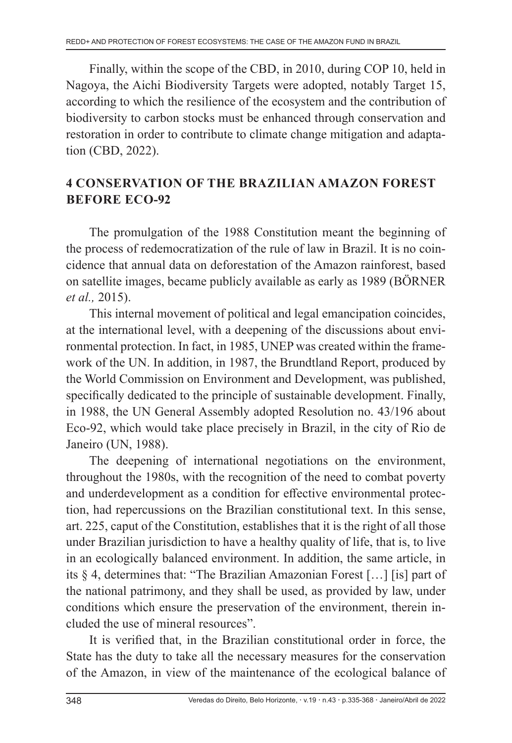Finally, within the scope of the CBD, in 2010, during COP 10, held in Nagoya, the Aichi Biodiversity Targets were adopted, notably Target 15, according to which the resilience of the ecosystem and the contribution of biodiversity to carbon stocks must be enhanced through conservation and restoration in order to contribute to climate change mitigation and adaptation (CBD, 2022).

## 4 CONSERVATION OF THE BRAZILIAN AMAZON FOREST BEFORE ECO-92

The promulgation of the 1988 Constitution meant the beginning of the process of redemocratization of the rule of law in Brazil. It is no coincidence that annual data on deforestation of the Amazon rainforest, based on satellite images, became publicly available as early as 1989 (BÖRNER *et al.,* 2015).

This internal movement of political and legal emancipation coincides, at the international level, with a deepening of the discussions about environmental protection. In fact, in 1985, UNEP was created within the framework of the UN. In addition, in 1987, the Brundtland Report, produced by the World Commission on Environment and Development, was published, specifically dedicated to the principle of sustainable development. Finally, in 1988, the UN General Assembly adopted Resolution no. 43/196 about Eco-92, which would take place precisely in Brazil, in the city of Rio de Janeiro (UN, 1988).

The deepening of international negotiations on the environment, throughout the 1980s, with the recognition of the need to combat poverty and underdevelopment as a condition for effective environmental protection, had repercussions on the Brazilian constitutional text. In this sense, art. 225, caput of the Constitution, establishes that it is the right of all those under Brazilian jurisdiction to have a healthy quality of life, that is, to live in an ecologically balanced environment. In addition, the same article, in its § 4, determines that: "The Brazilian Amazonian Forest […] [is] part of the national patrimony, and they shall be used, as provided by law, under conditions which ensure the preservation of the environment, therein included the use of mineral resources".

It is verified that, in the Brazilian constitutional order in force, the State has the duty to take all the necessary measures for the conservation of the Amazon, in view of the maintenance of the ecological balance of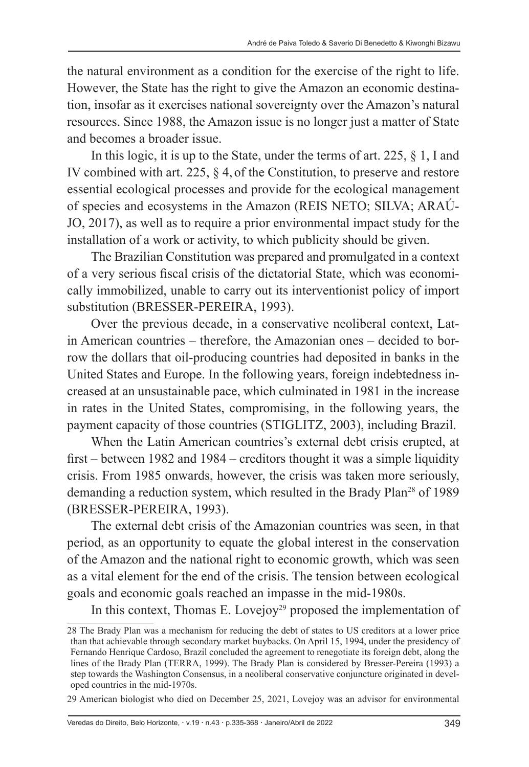the natural environment as a condition for the exercise of the right to life. However, the State has the right to give the Amazon an economic destination, insofar as it exercises national sovereignty over the Amazon's natural resources. Since 1988, the Amazon issue is no longer just a matter of State and becomes a broader issue.

In this logic, it is up to the State, under the terms of art. 225, § 1, I and IV combined with art. 225, § 4, of the Constitution, to preserve and restore essential ecological processes and provide for the ecological management of species and ecosystems in the Amazon (REIS NETO; SILVA; ARAÚJO, 2017), as well as to require a prior environmental impact study for the installation of a work or activity, to which publicity should be given.

The Brazilian Constitution was prepared and promulgated in a context of a very serious fiscal crisis of the dictatorial State, which was economically immobilized, unable to carry out its interventionist policy of import substitution (BRESSER-PEREIRA, 1993).

Over the previous decade, in a conservative neoliberal context, Latin American countries – therefore, the Amazonian ones – decided to borrow the dollars that oil-producing countries had deposited in banks in the United States and Europe. In the following years, foreign indebtedness increased at an unsustainable pace, which culminated in 1981 in the increase in rates in the United States, compromising, in the following years, the payment capacity of those countries (STIGLITZ, 2003), including Brazil.

When the Latin American countries's external debt crisis erupted, at first – between 1982 and 1984 – creditors thought it was a simple liquidity crisis. From 1985 onwards, however, the crisis was taken more seriously, demanding a reduction system, which resulted in the Brady Plan[28] of 1989 (BRESSER-PEREIRA, 1993).

The external debt crisis of the Amazonian countries was seen, in that period, as an opportunity to equate the global interest in the conservation of the Amazon and the national right to economic growth, which was seen as a vital element for the end of the crisis. The tension between ecological goals and economic goals reached an impasse in the mid-1980s.

In this context, Thomas E. Lovejoy[29] proposed the implementation of

---

28 The Brady Plan was a mechanism for reducing the debt of states to US creditors at a lower price than that achievable through secondary market buybacks. On April 15, 1994, under the presidency of Fernando Henrique Cardoso, Brazil concluded the agreement to renegotiate its foreign debt, along the lines of the Brady Plan (TERRA, 1999). The Brady Plan is considered by Bresser-Pereira (1993) a step towards the Washington Consensus, in a neoliberal conservative conjuncture originated in developed countries in the mid-1970s.

29 American biologist who died on December 25, 2021, Lovejoy was an advisor for environmental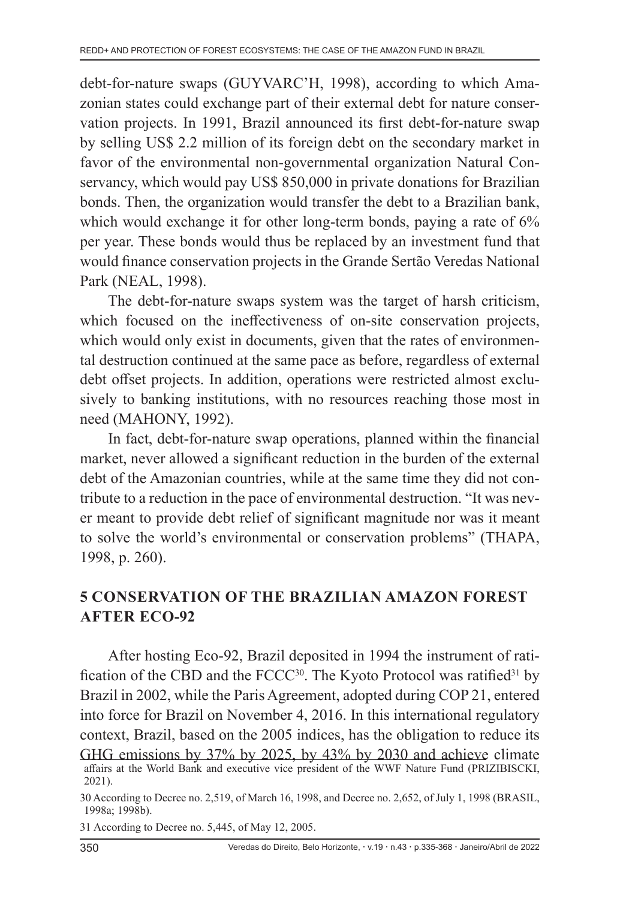debt-for-nature swaps (GUYVARC'H, 1998), according to which Amazonian states could exchange part of their external debt for nature conservation projects. In 1991, Brazil announced its first debt-for-nature swap by selling US$ 2.2 million of its foreign debt on the secondary market in favor of the environmental non-governmental organization Natural Conservancy, which would pay US$ 850,000 in private donations for Brazilian bonds. Then, the organization would transfer the debt to a Brazilian bank, which would exchange it for other long-term bonds, paying a rate of 6% per year. These bonds would thus be replaced by an investment fund that would finance conservation projects in the Grande Sertão Veredas National Park (NEAL, 1998).

The debt-for-nature swaps system was the target of harsh criticism, which focused on the ineffectiveness of on-site conservation projects, which would only exist in documents, given that the rates of environmental destruction continued at the same pace as before, regardless of external debt offset projects. In addition, operations were restricted almost exclusively to banking institutions, with no resources reaching those most in need (MAHONY, 1992).

In fact, debt-for-nature swap operations, planned within the financial market, never allowed a significant reduction in the burden of the external debt of the Amazonian countries, while at the same time they did not contribute to a reduction in the pace of environmental destruction. "It was never meant to provide debt relief of significant magnitude nor was it meant to solve the world's environmental or conservation problems" (THAPA, 1998, p. 260).

## 5 CONSERVATION OF THE BRAZILIAN AMAZON FOREST AFTER ECO-92

After hosting Eco-92, Brazil deposited in 1994 the instrument of ratification of the CBD and the FCCC[30]. The Kyoto Protocol was ratified[31] by Brazil in 2002, while the Paris Agreement, adopted during COP 21, entered into force for Brazil on November 4, 2016. In this international regulatory context, Brazil, based on the 2005 indices, has the obligation to reduce its GHG emissions by 37% by 2025, by 43% by 2030 and achieve climate

affairs at the World Bank and executive vice president of the WWF Nature Fund (PRIZIBISCKI, 2021).

30 According to Decree no. 2,519, of March 16, 1998, and Decree no. 2,652, of July 1, 1998 (BRASIL, 1998a; 1998b).

31 According to Decree no. 5,445, of May 12, 2005.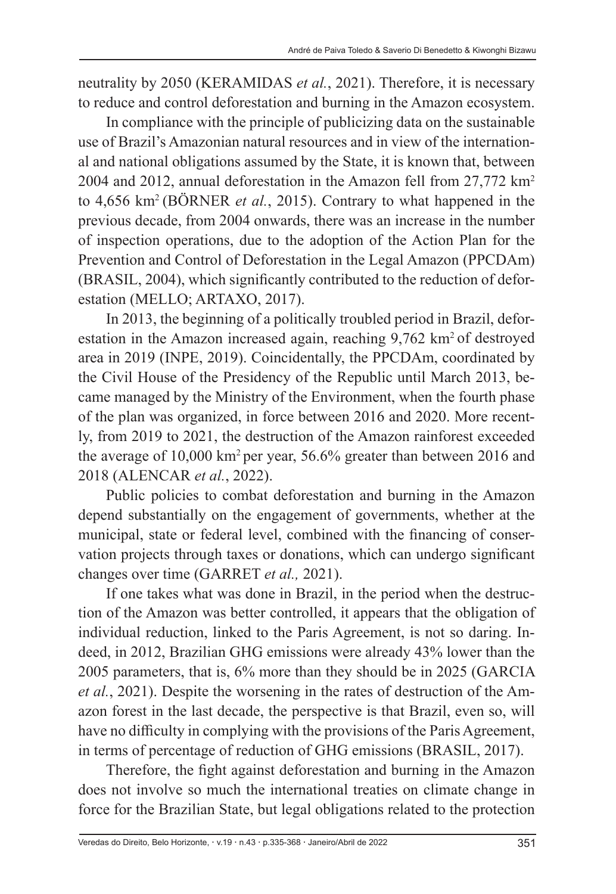neutrality by 2050 (KERAMIDAS *et al.*, 2021). Therefore, it is necessary to reduce and control deforestation and burning in the Amazon ecosystem.

In compliance with the principle of publicizing data on the sustainable use of Brazil's Amazonian natural resources and in view of the international and national obligations assumed by the State, it is known that, between 2004 and 2012, annual deforestation in the Amazon fell from 27,772 $km^2$ to 4,656 $km^2$ (BÖRNER *et al.*, 2015). Contrary to what happened in the previous decade, from 2004 onwards, there was an increase in the number of inspection operations, due to the adoption of the Action Plan for the Prevention and Control of Deforestation in the Legal Amazon (PPCDAm) (BRASIL, 2004), which significantly contributed to the reduction of deforestation (MELLO; ARTAXO, 2017).

In 2013, the beginning of a politically troubled period in Brazil, deforestation in the Amazon increased again, reaching 9,762 $km^2$ of destroyed area in 2019 (INPE, 2019). Coincidentally, the PPCDAm, coordinated by the Civil House of the Presidency of the Republic until March 2013, became managed by the Ministry of the Environment, when the fourth phase of the plan was organized, in force between 2016 and 2020. More recently, from 2019 to 2021, the destruction of the Amazon rainforest exceeded the average of 10,000 $km^2$ per year, 56.6% greater than between 2016 and 2018 (ALENCAR *et al.*, 2022).

Public policies to combat deforestation and burning in the Amazon depend substantially on the engagement of governments, whether at the municipal, state or federal level, combined with the financing of conservation projects through taxes or donations, which can undergo significant changes over time (GARRET *et al.,* 2021).

If one takes what was done in Brazil, in the period when the destruction of the Amazon was better controlled, it appears that the obligation of individual reduction, linked to the Paris Agreement, is not so daring. Indeed, in 2012, Brazilian GHG emissions were already 43% lower than the 2005 parameters, that is, 6% more than they should be in 2025 (GARCIA *et al.*, 2021). Despite the worsening in the rates of destruction of the Amazon forest in the last decade, the perspective is that Brazil, even so, will have no difficulty in complying with the provisions of the Paris Agreement, in terms of percentage of reduction of GHG emissions (BRASIL, 2017).

Therefore, the fight against deforestation and burning in the Amazon does not involve so much the international treaties on climate change in force for the Brazilian State, but legal obligations related to the protection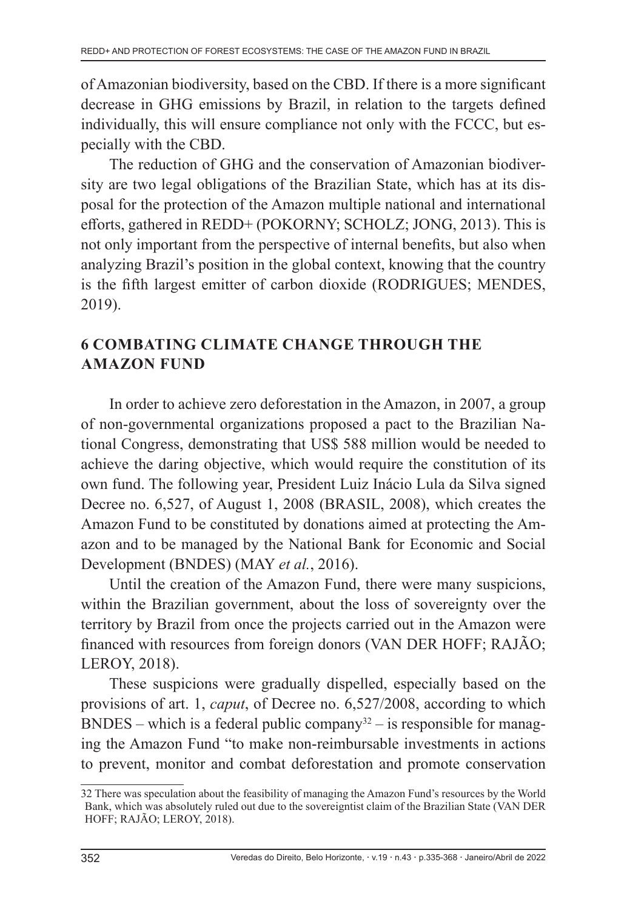of Amazonian biodiversity, based on the CBD. If there is a more significant decrease in GHG emissions by Brazil, in relation to the targets defined individually, this will ensure compliance not only with the FCCC, but especially with the CBD.

The reduction of GHG and the conservation of Amazonian biodiversity are two legal obligations of the Brazilian State, which has at its disposal for the protection of the Amazon multiple national and international efforts, gathered in REDD+ (POKORNY; SCHOLZ; JONG, 2013). This is not only important from the perspective of internal benefits, but also when analyzing Brazil's position in the global context, knowing that the country is the fifth largest emitter of carbon dioxide (RODRIGUES; MENDES, 2019).

## 6 COMBATING CLIMATE CHANGE THROUGH THE AMAZON FUND

In order to achieve zero deforestation in the Amazon, in 2007, a group of non-governmental organizations proposed a pact to the Brazilian National Congress, demonstrating that US$ 588 million would be needed to achieve the daring objective, which would require the constitution of its own fund. The following year, President Luiz Inácio Lula da Silva signed Decree no. 6,527, of August 1, 2008 (BRASIL, 2008), which creates the Amazon Fund to be constituted by donations aimed at protecting the Amazon and to be managed by the National Bank for Economic and Social Development (BNDES) (MAY *et al.*, 2016).

Until the creation of the Amazon Fund, there were many suspicions, within the Brazilian government, about the loss of sovereignty over the territory by Brazil from once the projects carried out in the Amazon were financed with resources from foreign donors (VAN DER HOFF; RAJÃO; LEROY, 2018).

These suspicions were gradually dispelled, especially based on the provisions of art. 1, *caput*, of Decree no. 6,527/2008, according to which BNDES – which is a federal public company[32] – is responsible for managing the Amazon Fund "to make non-reimbursable investments in actions to prevent, monitor and combat deforestation and promote conservation

---

32 There was speculation about the feasibility of managing the Amazon Fund's resources by the World Bank, which was absolutely ruled out due to the sovereigntist claim of the Brazilian State (VAN DER HOFF; RAJÃO; LEROY, 2018).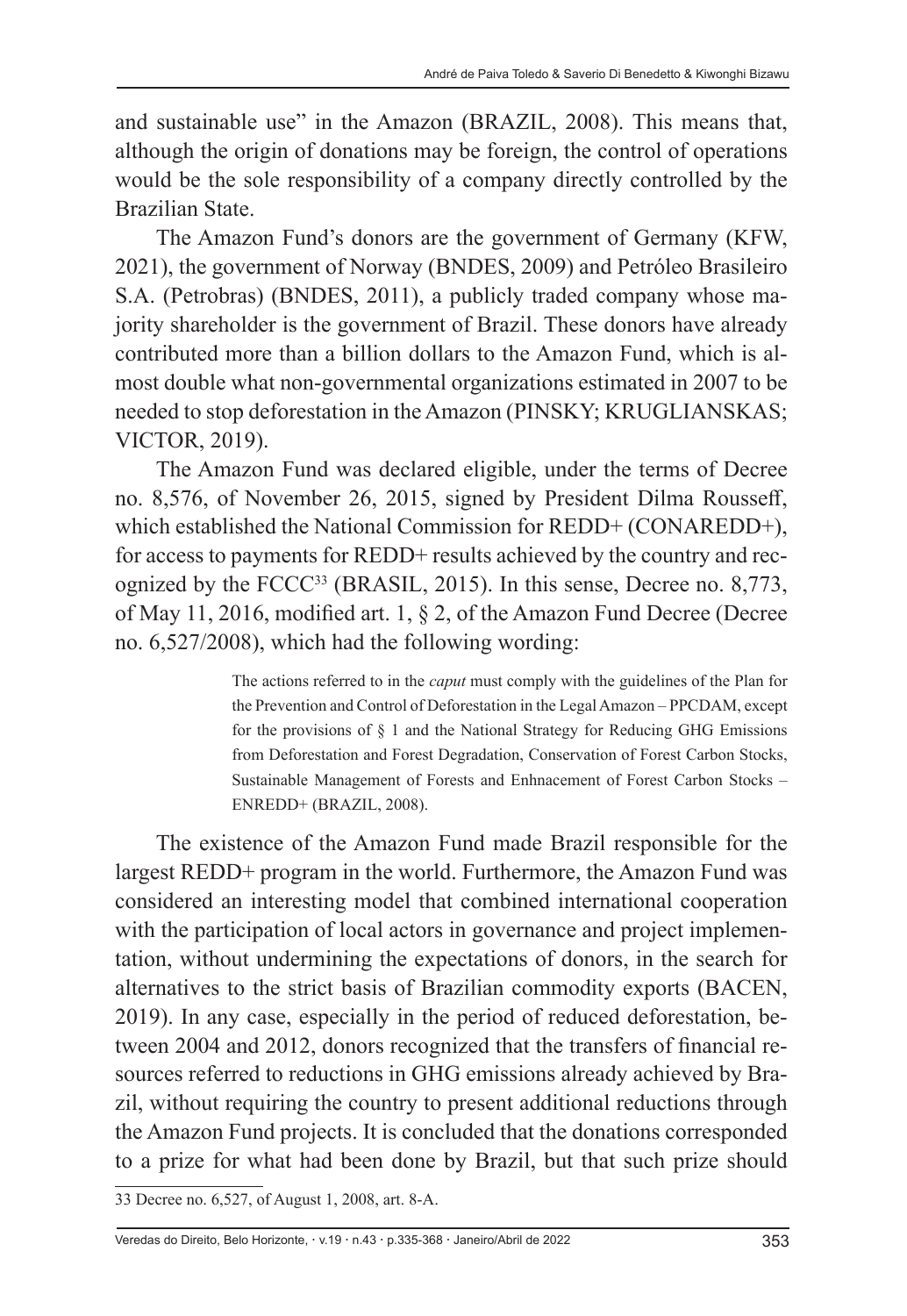and sustainable use" in the Amazon (BRAZIL, 2008). This means that, although the origin of donations may be foreign, the control of operations would be the sole responsibility of a company directly controlled by the Brazilian State.

The Amazon Fund's donors are the government of Germany (KFW, 2021), the government of Norway (BNDES, 2009) and Petróleo Brasileiro S.A. (Petrobras) (BNDES, 2011), a publicly traded company whose majority shareholder is the government of Brazil. These donors have already contributed more than a billion dollars to the Amazon Fund, which is almost double what non-governmental organizations estimated in 2007 to be needed to stop deforestation in the Amazon (PINSKY; KRUGLIANSKAS; VICTOR, 2019).

The Amazon Fund was declared eligible, under the terms of Decree no. 8,576, of November 26, 2015, signed by President Dilma Rousseff, which established the National Commission for REDD+ (CONAREDD+), for access to payments for REDD+ results achieved by the country and recognized by the FCCC[33] (BRASIL, 2015). In this sense, Decree no. 8,773, of May 11, 2016, modified art. 1, § 2, of the Amazon Fund Decree (Decree no. 6,527/2008), which had the following wording:

> The actions referred to in the *caput* must comply with the guidelines of the Plan for the Prevention and Control of Deforestation in the Legal Amazon – PPCDAM, except for the provisions of § 1 and the National Strategy for Reducing GHG Emissions from Deforestation and Forest Degradation, Conservation of Forest Carbon Stocks, Sustainable Management of Forests and Enhnacement of Forest Carbon Stocks – ENREDD+ (BRAZIL, 2008).

The existence of the Amazon Fund made Brazil responsible for the largest REDD+ program in the world. Furthermore, the Amazon Fund was considered an interesting model that combined international cooperation with the participation of local actors in governance and project implementation, without undermining the expectations of donors, in the search for alternatives to the strict basis of Brazilian commodity exports (BACEN, 2019). In any case, especially in the period of reduced deforestation, between 2004 and 2012, donors recognized that the transfers of financial resources referred to reductions in GHG emissions already achieved by Brazil, without requiring the country to present additional reductions through the Amazon Fund projects. It is concluded that the donations corresponded to a prize for what had been done by Brazil, but that such prize should

---

33 Decree no. 6,527, of August 1, 2008, art. 8-A.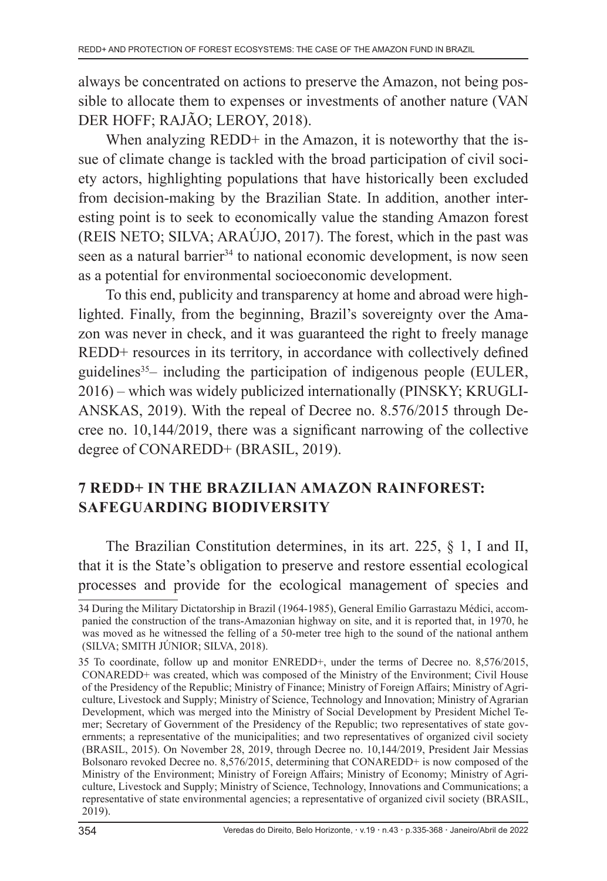always be concentrated on actions to preserve the Amazon, not being possible to allocate them to expenses or investments of another nature (VAN DER HOFF; RAJÃO; LEROY, 2018).

When analyzing REDD+ in the Amazon, it is noteworthy that the issue of climate change is tackled with the broad participation of civil society actors, highlighting populations that have historically been excluded from decision-making by the Brazilian State. In addition, another interesting point is to seek to economically value the standing Amazon forest (REIS NETO; SILVA; ARAÚJO, 2017). The forest, which in the past was seen as a natural barrier[34] to national economic development, is now seen as a potential for environmental socioeconomic development.

To this end, publicity and transparency at home and abroad were highlighted. Finally, from the beginning, Brazil's sovereignty over the Amazon was never in check, and it was guaranteed the right to freely manage REDD+ resources in its territory, in accordance with collectively defined guidelines[35]– including the participation of indigenous people (EULER, 2016) – which was widely publicized internationally (PINSKY; KRUGLIANSKAS, 2019). With the repeal of Decree no. 8.576/2015 through Decree no. 10,144/2019, there was a significant narrowing of the collective degree of CONAREDD+ (BRASIL, 2019).

## 7 REDD+ IN THE BRAZILIAN AMAZON RAINFOREST: SAFEGUARDING BIODIVERSITY

The Brazilian Constitution determines, in its art. 225, § 1, I and II, that it is the State's obligation to preserve and restore essential ecological processes and provide for the ecological management of species and

---

34 During the Military Dictatorship in Brazil (1964-1985), General Emílio Garrastazu Médici, accompanied the construction of the trans-Amazonian highway on site, and it is reported that, in 1970, he was moved as he witnessed the felling of a 50-meter tree high to the sound of the national anthem (SILVA; SMITH JÚNIOR; SILVA, 2018).

35 To coordinate, follow up and monitor ENREDD+, under the terms of Decree no. 8,576/2015, CONAREDD+ was created, which was composed of the Ministry of the Environment; Civil House of the Presidency of the Republic; Ministry of Finance; Ministry of Foreign Affairs; Ministry of Agriculture, Livestock and Supply; Ministry of Science, Technology and Innovation; Ministry of Agrarian Development, which was merged into the Ministry of Social Development by President Michel Temer; Secretary of Government of the Presidency of the Republic; two representatives of state governments; a representative of the municipalities; and two representatives of organized civil society (BRASIL, 2015). On November 28, 2019, through Decree no. 10,144/2019, President Jair Messias Bolsonaro revoked Decree no. 8,576/2015, determining that CONAREDD+ is now composed of the Ministry of the Environment; Ministry of Foreign Affairs; Ministry of Economy; Ministry of Agriculture, Livestock and Supply; Ministry of Science, Technology, Innovations and Communications; a representative of state environmental agencies; a representative of organized civil society (BRASIL, 2019).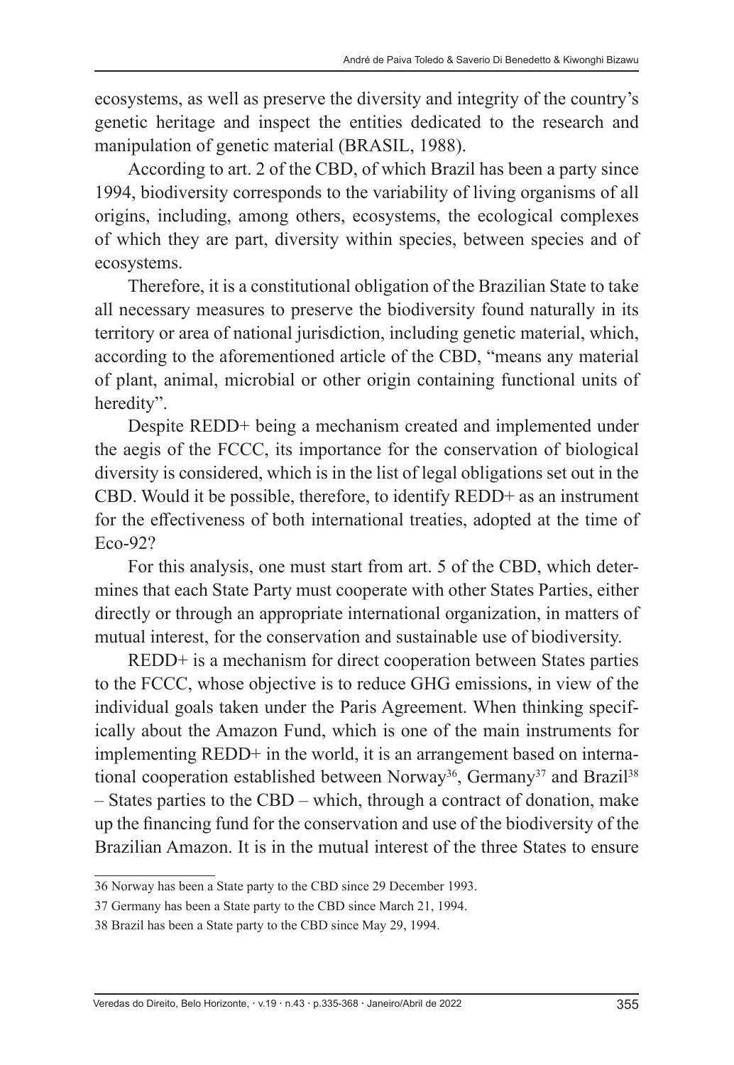ecosystems, as well as preserve the diversity and integrity of the country's genetic heritage and inspect the entities dedicated to the research and manipulation of genetic material (BRASIL, 1988).

According to art. 2 of the CBD, of which Brazil has been a party since 1994, biodiversity corresponds to the variability of living organisms of all origins, including, among others, ecosystems, the ecological complexes of which they are part, diversity within species, between species and of ecosystems.

Therefore, it is a constitutional obligation of the Brazilian State to take all necessary measures to preserve the biodiversity found naturally in its territory or area of national jurisdiction, including genetic material, which, according to the aforementioned article of the CBD, "means any material of plant, animal, microbial or other origin containing functional units of heredity".

Despite REDD+ being a mechanism created and implemented under the aegis of the FCCC, its importance for the conservation of biological diversity is considered, which is in the list of legal obligations set out in the CBD. Would it be possible, therefore, to identify REDD+ as an instrument for the effectiveness of both international treaties, adopted at the time of Eco-92?

For this analysis, one must start from art. 5 of the CBD, which determines that each State Party must cooperate with other States Parties, either directly or through an appropriate international organization, in matters of mutual interest, for the conservation and sustainable use of biodiversity.

REDD+ is a mechanism for direct cooperation between States parties to the FCCC, whose objective is to reduce GHG emissions, in view of the individual goals taken under the Paris Agreement. When thinking specifically about the Amazon Fund, which is one of the main instruments for implementing REDD+ in the world, it is an arrangement based on international cooperation established between Norway[36], Germany[37] and Brazil[38] – States parties to the CBD – which, through a contract of donation, make up the financing fund for the conservation and use of the biodiversity of the Brazilian Amazon. It is in the mutual interest of the three States to ensure

---

36 Norway has been a State party to the CBD since 29 December 1993.

37 Germany has been a State party to the CBD since March 21, 1994.

38 Brazil has been a State party to the CBD since May 29, 1994.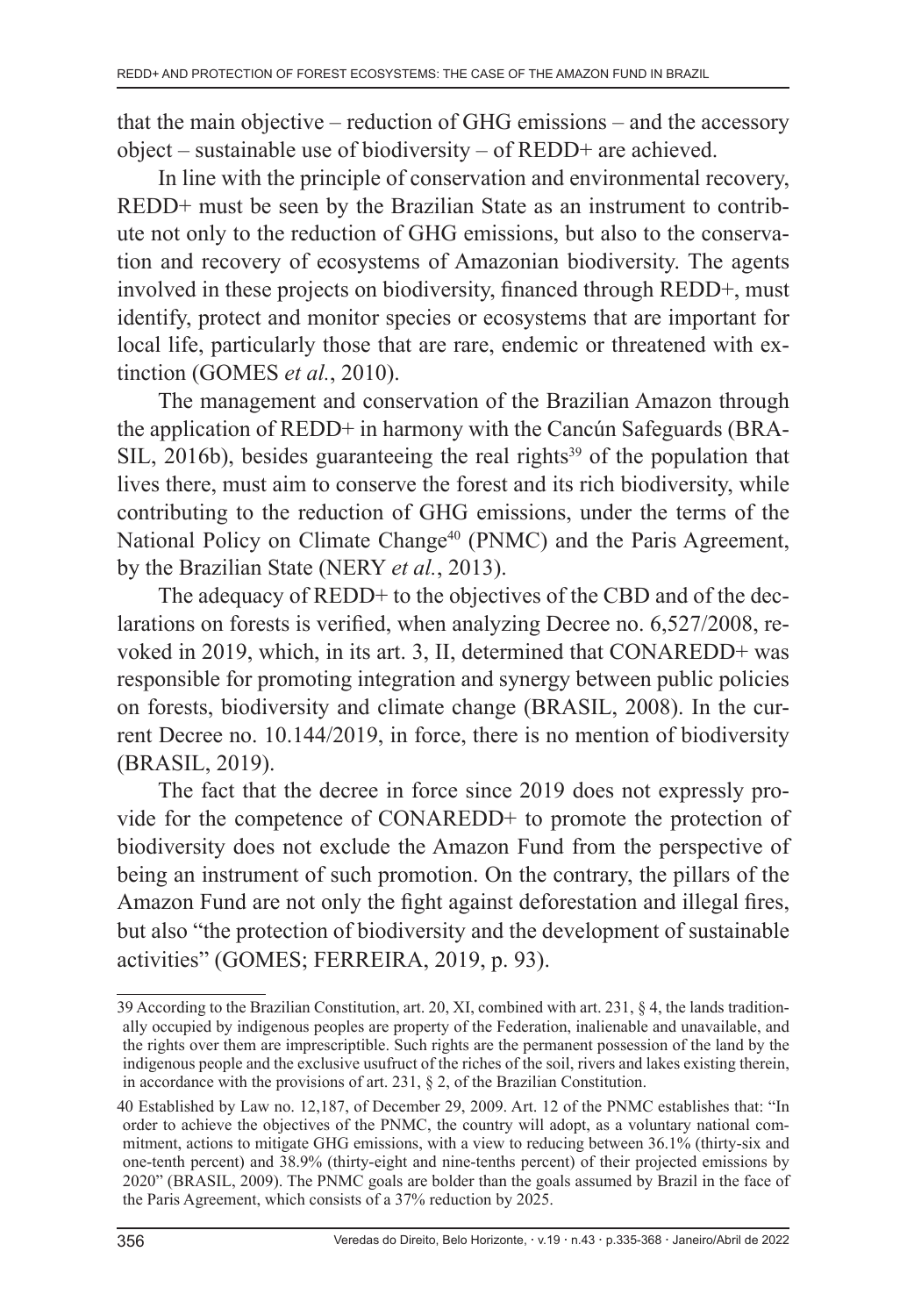that the main objective – reduction of GHG emissions – and the accessory object – sustainable use of biodiversity – of REDD+ are achieved.

In line with the principle of conservation and environmental recovery, REDD+ must be seen by the Brazilian State as an instrument to contribute not only to the reduction of GHG emissions, but also to the conservation and recovery of ecosystems of Amazonian biodiversity. The agents involved in these projects on biodiversity, financed through REDD+, must identify, protect and monitor species or ecosystems that are important for local life, particularly those that are rare, endemic or threatened with extinction (GOMES *et al.*, 2010).

The management and conservation of the Brazilian Amazon through the application of REDD+ in harmony with the Cancún Safeguards (BRASIL, 2016b), besides guaranteeing the real rights[39] of the population that lives there, must aim to conserve the forest and its rich biodiversity, while contributing to the reduction of GHG emissions, under the terms of the National Policy on Climate Change[40] (PNMC) and the Paris Agreement, by the Brazilian State (NERY *et al.*, 2013).

The adequacy of REDD+ to the objectives of the CBD and of the declarations on forests is verified, when analyzing Decree no. 6,527/2008, revoked in 2019, which, in its art. 3, II, determined that CONAREDD+ was responsible for promoting integration and synergy between public policies on forests, biodiversity and climate change (BRASIL, 2008). In the current Decree no. 10.144/2019, in force, there is no mention of biodiversity (BRASIL, 2019).

The fact that the decree in force since 2019 does not expressly provide for the competence of CONAREDD+ to promote the protection of biodiversity does not exclude the Amazon Fund from the perspective of being an instrument of such promotion. On the contrary, the pillars of the Amazon Fund are not only the fight against deforestation and illegal fires, but also "the protection of biodiversity and the development of sustainable activities" (GOMES; FERREIRA, 2019, p. 93).

---

39 According to the Brazilian Constitution, art. 20, XI, combined with art. 231, § 4, the lands traditionally occupied by indigenous peoples are property of the Federation, inalienable and unavailable, and the rights over them are imprescriptible. Such rights are the permanent possession of the land by the indigenous people and the exclusive usufruct of the riches of the soil, rivers and lakes existing therein, in accordance with the provisions of art. 231, § 2, of the Brazilian Constitution.

40 Established by Law no. 12,187, of December 29, 2009. Art. 12 of the PNMC establishes that: "In order to achieve the objectives of the PNMC, the country will adopt, as a voluntary national commitment, actions to mitigate GHG emissions, with a view to reducing between 36.1% (thirty-six and one-tenth percent) and 38.9% (thirty-eight and nine-tenths percent) of their projected emissions by 2020" (BRASIL, 2009). The PNMC goals are bolder than the goals assumed by Brazil in the face of the Paris Agreement, which consists of a 37% reduction by 2025.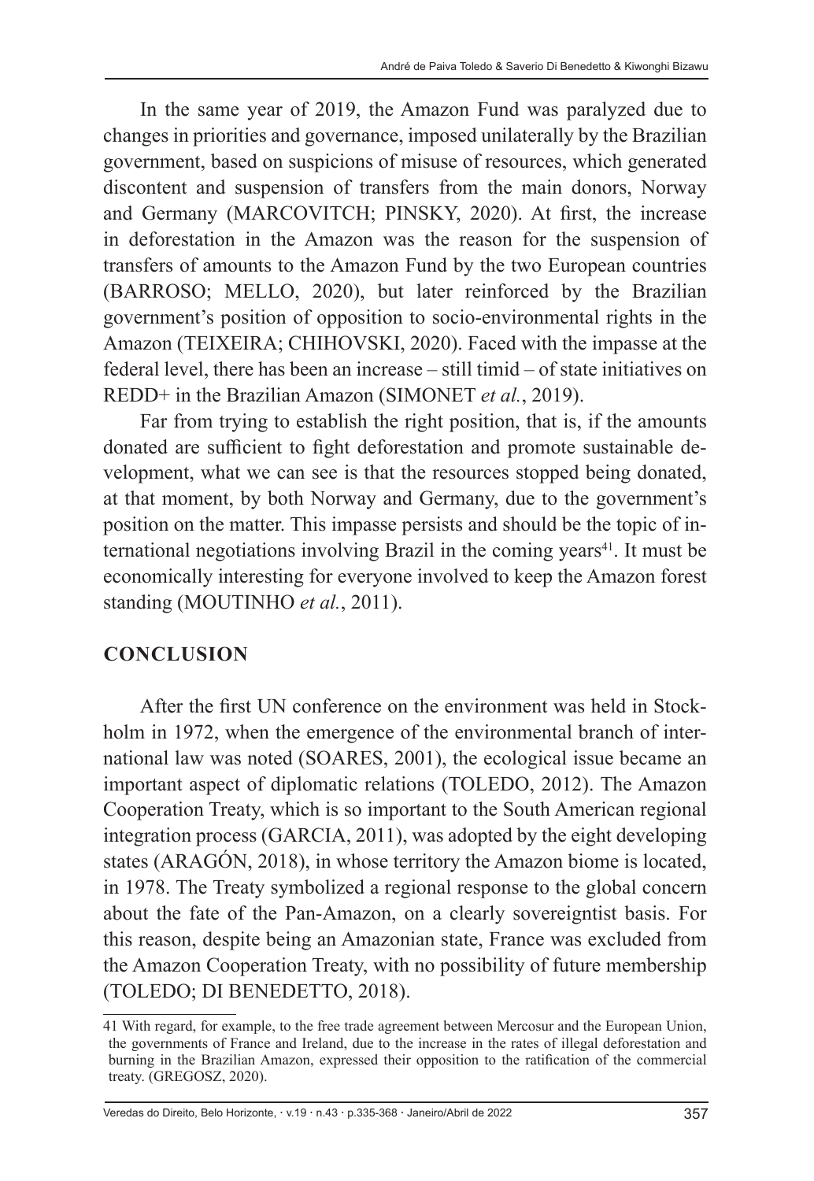In the same year of 2019, the Amazon Fund was paralyzed due to changes in priorities and governance, imposed unilaterally by the Brazilian government, based on suspicions of misuse of resources, which generated discontent and suspension of transfers from the main donors, Norway and Germany (MARCOVITCH; PINSKY, 2020). At first, the increase in deforestation in the Amazon was the reason for the suspension of transfers of amounts to the Amazon Fund by the two European countries (BARROSO; MELLO, 2020), but later reinforced by the Brazilian government's position of opposition to socio-environmental rights in the Amazon (TEIXEIRA; CHIHOVSKI, 2020). Faced with the impasse at the federal level, there has been an increase – still timid – of state initiatives on REDD+ in the Brazilian Amazon (SIMONET *et al.*, 2019).

Far from trying to establish the right position, that is, if the amounts donated are sufficient to fight deforestation and promote sustainable development, what we can see is that the resources stopped being donated, at that moment, by both Norway and Germany, due to the government's position on the matter. This impasse persists and should be the topic of international negotiations involving Brazil in the coming years[41]. It must be economically interesting for everyone involved to keep the Amazon forest standing (MOUTINHO *et al.*, 2011).

## CONCLUSION

After the first UN conference on the environment was held in Stockholm in 1972, when the emergence of the environmental branch of international law was noted (SOARES, 2001), the ecological issue became an important aspect of diplomatic relations (TOLEDO, 2012). The Amazon Cooperation Treaty, which is so important to the South American regional integration process (GARCIA, 2011), was adopted by the eight developing states (ARAGÓN, 2018), in whose territory the Amazon biome is located, in 1978. The Treaty symbolized a regional response to the global concern about the fate of the Pan-Amazon, on a clearly sovereigntist basis. For this reason, despite being an Amazonian state, France was excluded from the Amazon Cooperation Treaty, with no possibility of future membership (TOLEDO; DI BENEDETTO, 2018).

---

41 With regard, for example, to the free trade agreement between Mercosur and the European Union, the governments of France and Ireland, due to the increase in the rates of illegal deforestation and burning in the Brazilian Amazon, expressed their opposition to the ratification of the commercial treaty. (GREGOSZ, 2020).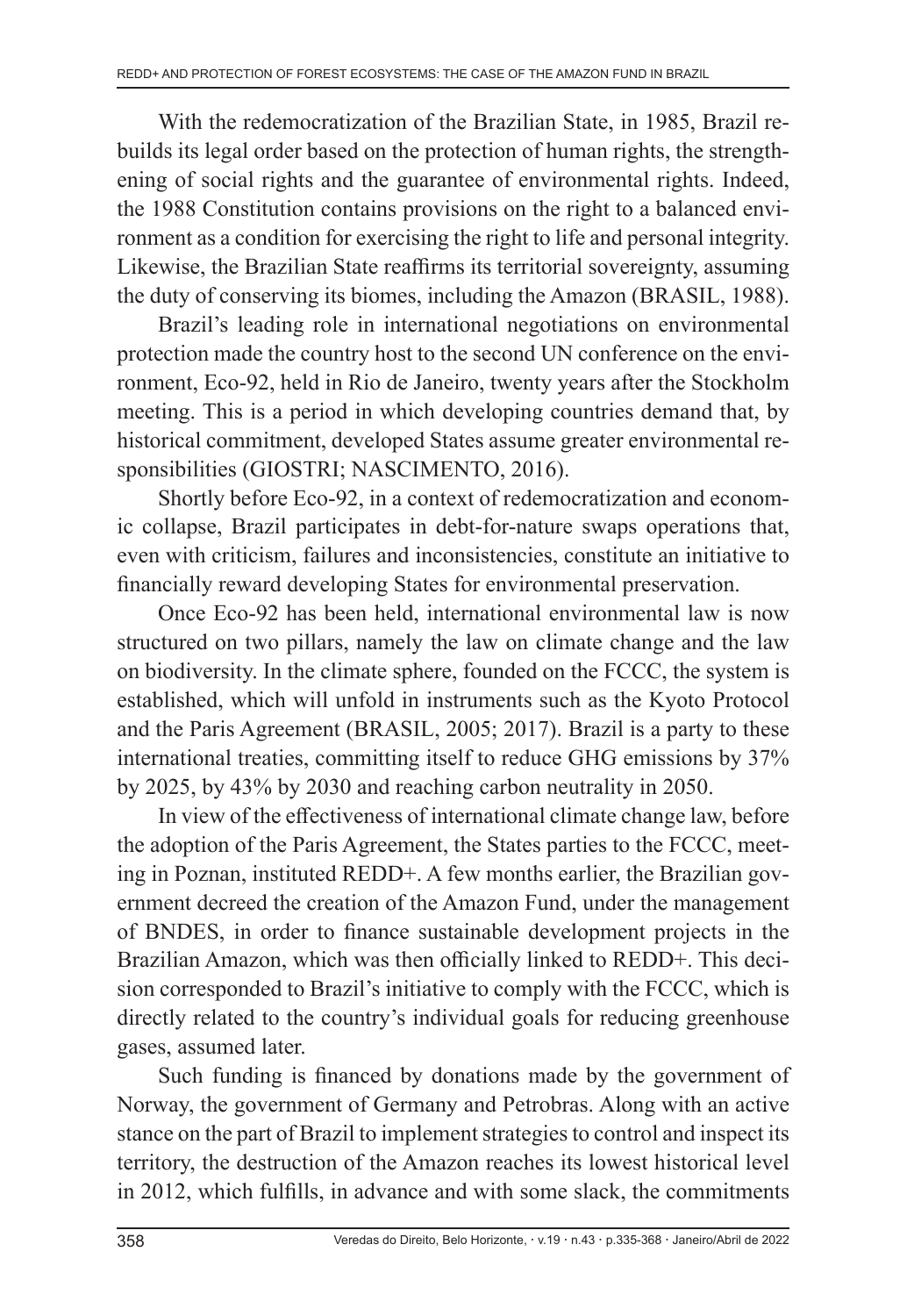With the redemocratization of the Brazilian State, in 1985, Brazil rebuilds its legal order based on the protection of human rights, the strengthening of social rights and the guarantee of environmental rights. Indeed, the 1988 Constitution contains provisions on the right to a balanced environment as a condition for exercising the right to life and personal integrity. Likewise, the Brazilian State reaffirms its territorial sovereignty, assuming the duty of conserving its biomes, including the Amazon (BRASIL, 1988).

Brazil's leading role in international negotiations on environmental protection made the country host to the second UN conference on the environment, Eco-92, held in Rio de Janeiro, twenty years after the Stockholm meeting. This is a period in which developing countries demand that, by historical commitment, developed States assume greater environmental responsibilities (GIOSTRI; NASCIMENTO, 2016).

Shortly before Eco-92, in a context of redemocratization and economic collapse, Brazil participates in debt-for-nature swaps operations that, even with criticism, failures and inconsistencies, constitute an initiative to financially reward developing States for environmental preservation.

Once Eco-92 has been held, international environmental law is now structured on two pillars, namely the law on climate change and the law on biodiversity. In the climate sphere, founded on the FCCC, the system is established, which will unfold in instruments such as the Kyoto Protocol and the Paris Agreement (BRASIL, 2005; 2017). Brazil is a party to these international treaties, committing itself to reduce GHG emissions by 37% by 2025, by 43% by 2030 and reaching carbon neutrality in 2050.

In view of the effectiveness of international climate change law, before the adoption of the Paris Agreement, the States parties to the FCCC, meeting in Poznan, instituted REDD+. A few months earlier, the Brazilian government decreed the creation of the Amazon Fund, under the management of BNDES, in order to finance sustainable development projects in the Brazilian Amazon, which was then officially linked to REDD+. This decision corresponded to Brazil's initiative to comply with the FCCC, which is directly related to the country's individual goals for reducing greenhouse gases, assumed later.

Such funding is financed by donations made by the government of Norway, the government of Germany and Petrobras. Along with an active stance on the part of Brazil to implement strategies to control and inspect its territory, the destruction of the Amazon reaches its lowest historical level in 2012, which fulfills, in advance and with some slack, the commitments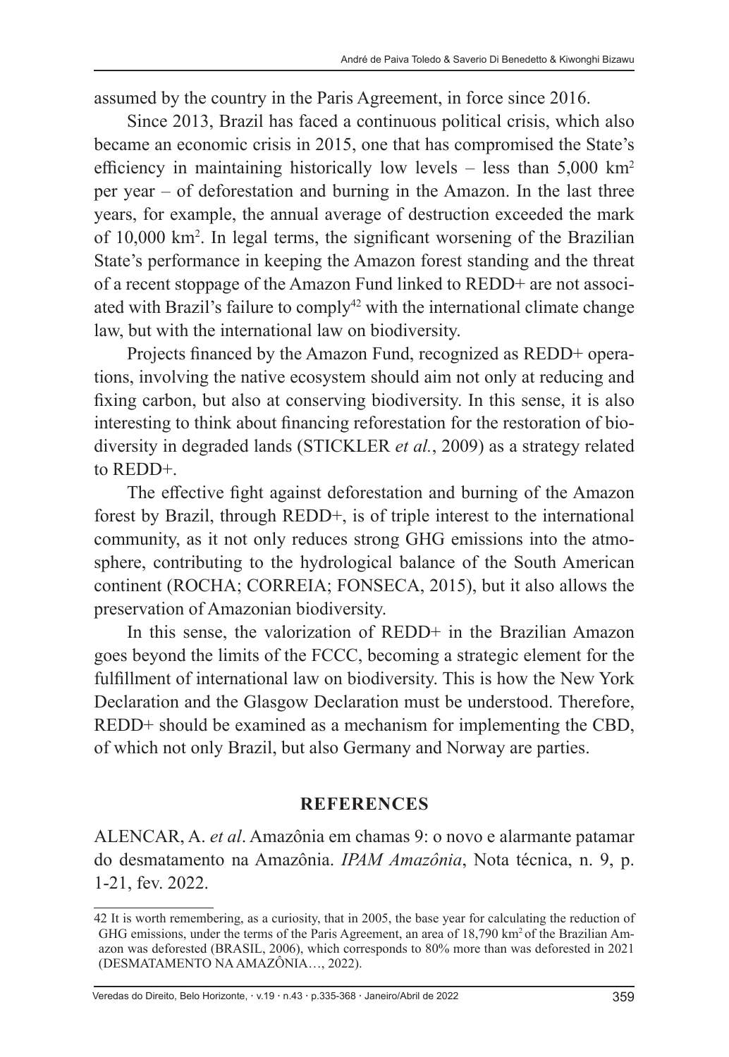assumed by the country in the Paris Agreement, in force since 2016.

Since 2013, Brazil has faced a continuous political crisis, which also became an economic crisis in 2015, one that has compromised the State's efficiency in maintaining historically low levels – less than 5,000 $km^2$ per year – of deforestation and burning in the Amazon. In the last three years, for example, the annual average of destruction exceeded the mark of 10,000 $km^2$. In legal terms, the significant worsening of the Brazilian State's performance in keeping the Amazon forest standing and the threat of a recent stoppage of the Amazon Fund linked to REDD+ are not associated with Brazil's failure to comply[42] with the international climate change law, but with the international law on biodiversity.

Projects financed by the Amazon Fund, recognized as REDD+ operations, involving the native ecosystem should aim not only at reducing and fixing carbon, but also at conserving biodiversity. In this sense, it is also interesting to think about financing reforestation for the restoration of biodiversity in degraded lands (STICKLER *et al.*, 2009) as a strategy related to REDD+.

The effective fight against deforestation and burning of the Amazon forest by Brazil, through REDD+, is of triple interest to the international community, as it not only reduces strong GHG emissions into the atmosphere, contributing to the hydrological balance of the South American continent (ROCHA; CORREIA; FONSECA, 2015), but it also allows the preservation of Amazonian biodiversity.

In this sense, the valorization of REDD+ in the Brazilian Amazon goes beyond the limits of the FCCC, becoming a strategic element for the fulfillment of international law on biodiversity. This is how the New York Declaration and the Glasgow Declaration must be understood. Therefore, REDD+ should be examined as a mechanism for implementing the CBD, of which not only Brazil, but also Germany and Norway are parties.

## REFERENCES

ALENCAR, A. *et al*. Amazônia em chamas 9: o novo e alarmante patamar do desmatamento na Amazônia. *IPAM Amazônia*, Nota técnica, n. 9, p. 1-21, fev. 2022.

---

42 It is worth remembering, as a curiosity, that in 2005, the base year for calculating the reduction of GHG emissions, under the terms of the Paris Agreement, an area of 18,790 $km^2$ of the Brazilian Amazon was deforested (BRASIL, 2006), which corresponds to 80% more than was deforested in 2021 (DESMATAMENTO NA AMAZÔNIA…, 2022).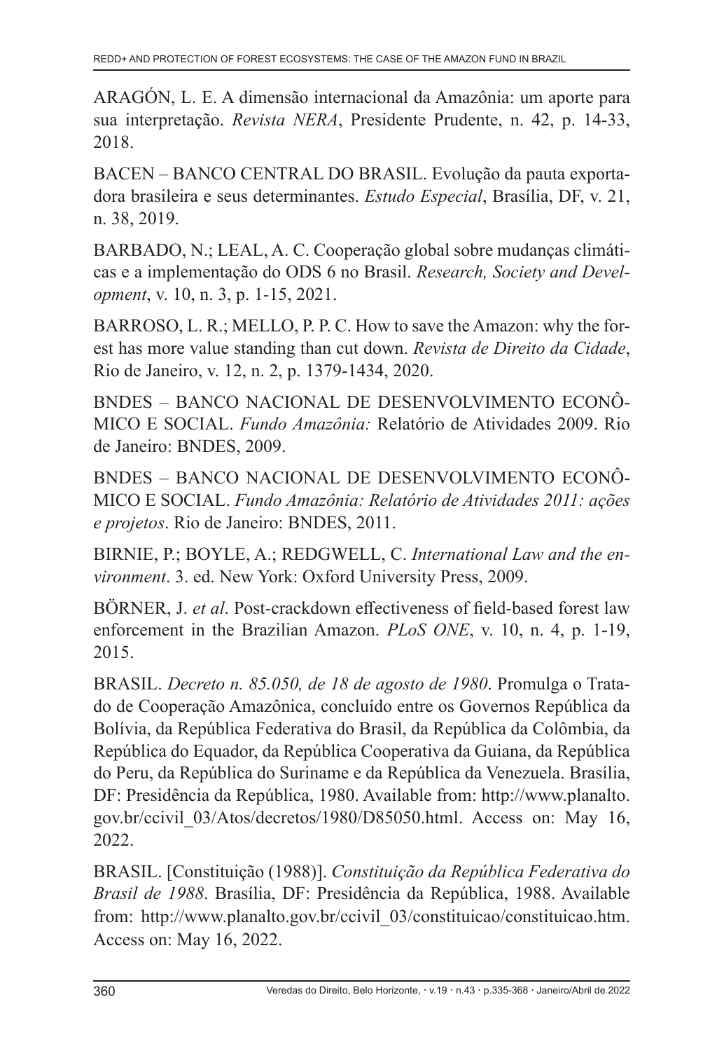ARAGÓN, L. E. A dimensão internacional da Amazônia: um aporte para sua interpretação. *Revista NERA*, Presidente Prudente, n. 42, p. 14-33, 2018.

BACEN – BANCO CENTRAL DO BRASIL. Evolução da pauta exportadora brasileira e seus determinantes. *Estudo Especial*, Brasília, DF, v. 21, n. 38, 2019.

BARBADO, N.; LEAL, A. C. Cooperação global sobre mudanças climáticas e a implementação do ODS 6 no Brasil. *Research, Society and Development*, v. 10, n. 3, p. 1-15, 2021.

BARROSO, L. R.; MELLO, P. P. C. How to save the Amazon: why the forest has more value standing than cut down. *Revista de Direito da Cidade*, Rio de Janeiro, v. 12, n. 2, p. 1379-1434, 2020.

BNDES – BANCO NACIONAL DE DESENVOLVIMENTO ECONÔMICO E SOCIAL. *Fundo Amazônia:* Relatório de Atividades 2009. Rio de Janeiro: BNDES, 2009.

BNDES – BANCO NACIONAL DE DESENVOLVIMENTO ECONÔMICO E SOCIAL. *Fundo Amazônia: Relatório de Atividades 2011: ações e projetos*. Rio de Janeiro: BNDES, 2011.

BIRNIE, P.; BOYLE, A.; REDGWELL, C. *International Law and the environment*. 3. ed. New York: Oxford University Press, 2009.

BÖRNER, J. *et al*. Post-crackdown effectiveness of field-based forest law enforcement in the Brazilian Amazon. *PLoS ONE*, v. 10, n. 4, p. 1-19, 2015.

BRASIL. *Decreto n. 85.050, de 18 de agosto de 1980*. Promulga o Tratado de Cooperação Amazônica, concluído entre os Governos República da Bolívia, da República Federativa do Brasil, da República da Colômbia, da República do Equador, da República Cooperativa da Guiana, da República do Peru, da República do Suriname e da República da Venezuela. Brasília, DF: Presidência da República, 1980. Available from: http://www.planalto.gov.br/ccivil_03/Atos/decretos/1980/D85050.html. Access on: May 16, 2022.

BRASIL. [Constituição (1988)]. *Constituição da República Federativa do Brasil de 1988*. Brasília, DF: Presidência da República, 1988. Available from: http://www.planalto.gov.br/ccivil_03/constituicao/constituicao.htm. Access on: May 16, 2022.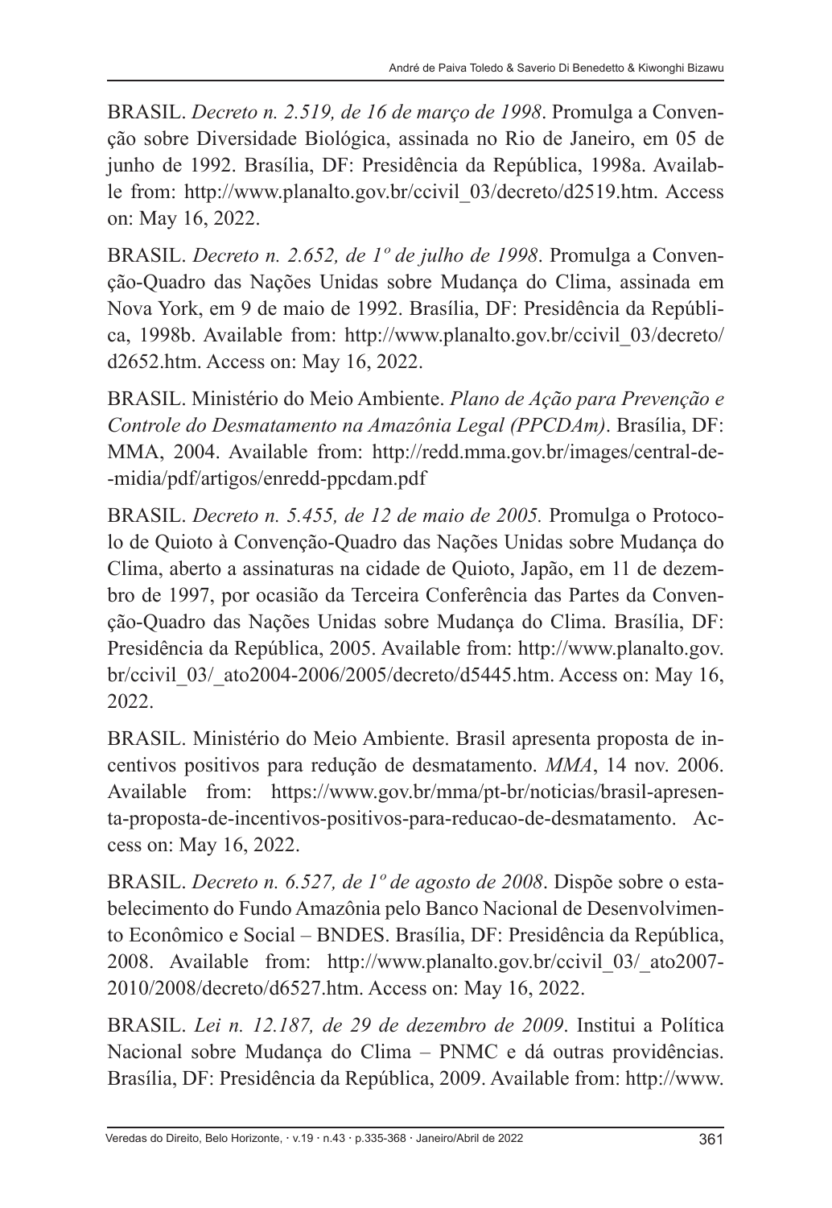BRASIL. *Decreto n. 2.519, de 16 de março de 1998*. Promulga a Convenção sobre Diversidade Biológica, assinada no Rio de Janeiro, em 05 de junho de 1992. Brasília, DF: Presidência da República, 1998a. Available from: http://www.planalto.gov.br/ccivil_03/decreto/d2519.htm. Access on: May 16, 2022.

BRASIL. *Decreto n. 2.652, de 1º de julho de 1998*. Promulga a Convenção-Quadro das Nações Unidas sobre Mudança do Clima, assinada em Nova York, em 9 de maio de 1992. Brasília, DF: Presidência da República, 1998b. Available from: http://www.planalto.gov.br/ccivil_03/decreto/d2652.htm. Access on: May 16, 2022.

BRASIL. Ministério do Meio Ambiente. *Plano de Ação para Prevenção e Controle do Desmatamento na Amazônia Legal (PPCDAm)*. Brasília, DF: MMA, 2004. Available from: http://redd.mma.gov.br/images/central-de-midia/pdf/artigos/enredd-ppcdam.pdf

BRASIL. *Decreto n. 5.455, de 12 de maio de 2005.* Promulga o Protocolo de Quioto à Convenção-Quadro das Nações Unidas sobre Mudança do Clima, aberto a assinaturas na cidade de Quioto, Japão, em 11 de dezembro de 1997, por ocasião da Terceira Conferência das Partes da Convenção-Quadro das Nações Unidas sobre Mudança do Clima. Brasília, DF: Presidência da República, 2005. Available from: http://www.planalto.gov.br/ccivil_03/_ato2004-2006/2005/decreto/d5445.htm. Access on: May 16, 2022.

BRASIL. Ministério do Meio Ambiente. Brasil apresenta proposta de incentivos positivos para redução de desmatamento. *MMA*, 14 nov. 2006. Available from: https://www.gov.br/mma/pt-br/noticias/brasil-apresenta-proposta-de-incentivos-positivos-para-reducao-de-desmatamento. Access on: May 16, 2022.

BRASIL. *Decreto n. 6.527, de 1º de agosto de 2008*. Dispõe sobre o estabelecimento do Fundo Amazônia pelo Banco Nacional de Desenvolvimento Econômico e Social – BNDES. Brasília, DF: Presidência da República, 2008. Available from: http://www.planalto.gov.br/ccivil_03/_ato2007-2010/2008/decreto/d6527.htm. Access on: May 16, 2022.

BRASIL. *Lei n. 12.187, de 29 de dezembro de 2009*. Institui a Política Nacional sobre Mudança do Clima – PNMC e dá outras providências. Brasília, DF: Presidência da República, 2009. Available from: http://www.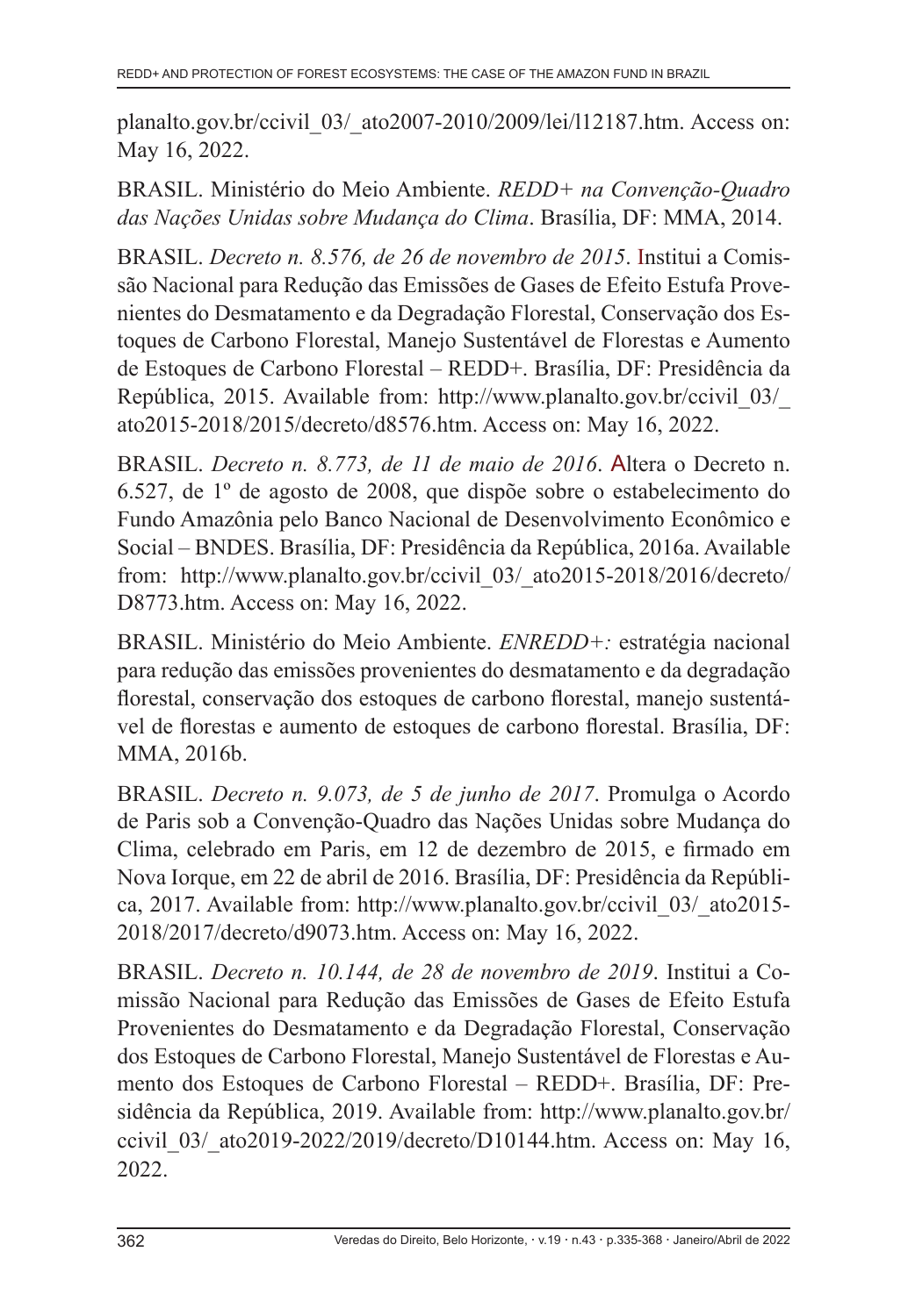planalto.gov.br/ccivil_03/_ato2007-2010/2009/lei/l12187.htm. Access on: May 16, 2022.

BRASIL. Ministério do Meio Ambiente. *REDD+ na Convenção-Quadro das Nações Unidas sobre Mudança do Clima*. Brasília, DF: MMA, 2014.

BRASIL. *Decreto n. 8.576, de 26 de novembro de 2015*. Institui a Comissão Nacional para Redução das Emissões de Gases de Efeito Estufa Provenientes do Desmatamento e da Degradação Florestal, Conservação dos Estoques de Carbono Florestal, Manejo Sustentável de Florestas e Aumento de Estoques de Carbono Florestal – REDD+. Brasília, DF: Presidência da República, 2015. Available from: http://www.planalto.gov.br/ccivil_03/_ato2015-2018/2015/decreto/d8576.htm. Access on: May 16, 2022.

BRASIL. *Decreto n. 8.773, de 11 de maio de 2016*. Altera o Decreto n. 6.527, de 1º de agosto de 2008, que dispõe sobre o estabelecimento do Fundo Amazônia pelo Banco Nacional de Desenvolvimento Econômico e Social – BNDES. Brasília, DF: Presidência da República, 2016a. Available from: http://www.planalto.gov.br/ccivil_03/_ato2015-2018/2016/decreto/D8773.htm. Access on: May 16, 2022.

BRASIL. Ministério do Meio Ambiente. *ENREDD+:* estratégia nacional para redução das emissões provenientes do desmatamento e da degradação florestal, conservação dos estoques de carbono florestal, manejo sustentável de florestas e aumento de estoques de carbono florestal. Brasília, DF: MMA, 2016b.

BRASIL. *Decreto n. 9.073, de 5 de junho de 2017*. Promulga o Acordo de Paris sob a Convenção-Quadro das Nações Unidas sobre Mudança do Clima, celebrado em Paris, em 12 de dezembro de 2015, e firmado em Nova Iorque, em 22 de abril de 2016. Brasília, DF: Presidência da República, 2017. Available from: http://www.planalto.gov.br/ccivil_03/_ato2015-2018/2017/decreto/d9073.htm. Access on: May 16, 2022.

BRASIL. *Decreto n. 10.144, de 28 de novembro de 2019*. Institui a Comissão Nacional para Redução das Emissões de Gases de Efeito Estufa Provenientes do Desmatamento e da Degradação Florestal, Conservação dos Estoques de Carbono Florestal, Manejo Sustentável de Florestas e Aumento dos Estoques de Carbono Florestal – REDD+. Brasília, DF: Presidência da República, 2019. Available from: http://www.planalto.gov.br/ccivil_03/_ato2019-2022/2019/decreto/D10144.htm. Access on: May 16, 2022.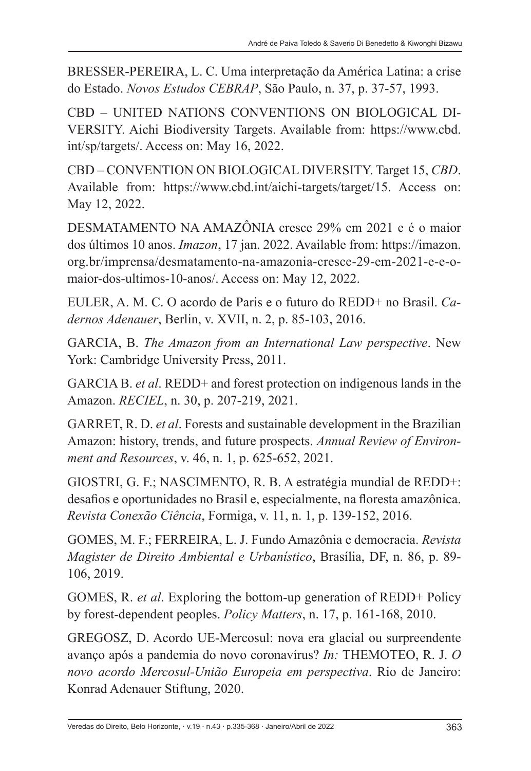BRESSER-PEREIRA, L. C. Uma interpretação da América Latina: a crise do Estado. *Novos Estudos CEBRAP*, São Paulo, n. 37, p. 37-57, 1993.

CBD – UNITED NATIONS CONVENTIONS ON BIOLOGICAL DIVERSITY. Aichi Biodiversity Targets. Available from: https://www.cbd.int/sp/targets/. Access on: May 16, 2022.

CBD – CONVENTION ON BIOLOGICAL DIVERSITY. Target 15, *CBD*. Available from: https://www.cbd.int/aichi-targets/target/15. Access on: May 12, 2022.

DESMATAMENTO NA AMAZÔNIA cresce 29% em 2021 e é o maior dos últimos 10 anos. *Imazon*, 17 jan. 2022. Available from: https://imazon.org.br/imprensa/desmatamento-na-amazonia-cresce-29-em-2021-e-e-o-maior-dos-ultimos-10-anos/. Access on: May 12, 2022.

EULER, A. M. C. O acordo de Paris e o futuro do REDD+ no Brasil. *Cadernos Adenauer*, Berlin, v. XVII, n. 2, p. 85-103, 2016.

GARCIA, B. *The Amazon from an International Law perspective*. New York: Cambridge University Press, 2011.

GARCIA B. *et al*. REDD+ and forest protection on indigenous lands in the Amazon. *RECIEL*, n. 30, p. 207-219, 2021.

GARRET, R. D. *et al*. Forests and sustainable development in the Brazilian Amazon: history, trends, and future prospects. *Annual Review of Environment and Resources*, v. 46, n. 1, p. 625-652, 2021.

GIOSTRI, G. F.; NASCIMENTO, R. B. A estratégia mundial de REDD+: desafios e oportunidades no Brasil e, especialmente, na floresta amazônica. *Revista Conexão Ciência*, Formiga, v. 11, n. 1, p. 139-152, 2016.

GOMES, M. F.; FERREIRA, L. J. Fundo Amazônia e democracia. *Revista Magister de Direito Ambiental e Urbanístico*, Brasília, DF, n. 86, p. 89-106, 2019.

GOMES, R. *et al*. Exploring the bottom-up generation of REDD+ Policy by forest-dependent peoples. *Policy Matters*, n. 17, p. 161-168, 2010.

GREGOSZ, D. Acordo UE-Mercosul: nova era glacial ou surpreendente avanço após a pandemia do novo coronavírus? *In:* THEMOTEO, R. J. *O novo acordo Mercosul-União Europeia em perspectiva*. Rio de Janeiro: Konrad Adenauer Stiftung, 2020.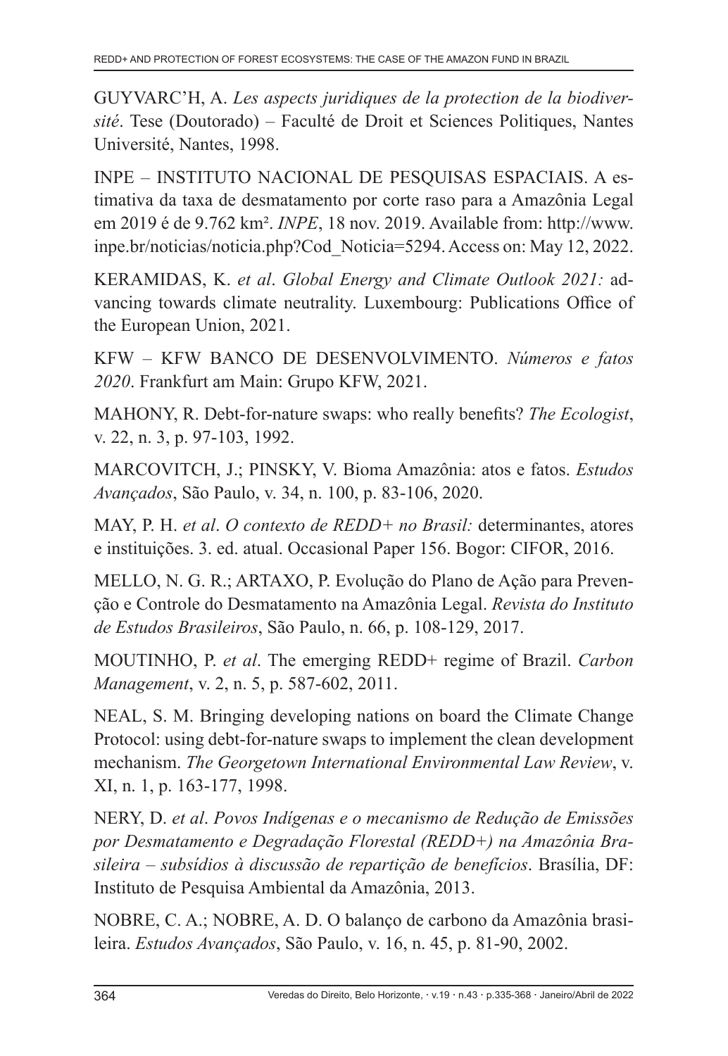GUYVARC'H, A. *Les aspects juridiques de la protection de la biodiversité*. Tese (Doutorado) – Faculté de Droit et Sciences Politiques, Nantes Université, Nantes, 1998.

INPE – INSTITUTO NACIONAL DE PESQUISAS ESPACIAIS. A estimativa da taxa de desmatamento por corte raso para a Amazônia Legal em 2019 é de 9.762 km². *INPE*, 18 nov. 2019. Available from: http://www.inpe.br/noticias/noticia.php?Cod_Noticia=5294. Access on: May 12, 2022.

KERAMIDAS, K. *et al*. *Global Energy and Climate Outlook 2021:* advancing towards climate neutrality. Luxembourg: Publications Office of the European Union, 2021.

KFW – KFW BANCO DE DESENVOLVIMENTO. *Números e fatos 2020*. Frankfurt am Main: Grupo KFW, 2021.

MAHONY, R. Debt-for-nature swaps: who really benefits? *The Ecologist*, v. 22, n. 3, p. 97-103, 1992.

MARCOVITCH, J.; PINSKY, V. Bioma Amazônia: atos e fatos. *Estudos Avançados*, São Paulo, v. 34, n. 100, p. 83-106, 2020.

MAY, P. H. *et al*. *O contexto de REDD+ no Brasil:* determinantes, atores e instituições. 3. ed. atual. Occasional Paper 156. Bogor: CIFOR, 2016.

MELLO, N. G. R.; ARTAXO, P. Evolução do Plano de Ação para Prevenção e Controle do Desmatamento na Amazônia Legal. *Revista do Instituto de Estudos Brasileiros*, São Paulo, n. 66, p. 108-129, 2017.

MOUTINHO, P. *et al*. The emerging REDD+ regime of Brazil. *Carbon Management*, v. 2, n. 5, p. 587-602, 2011.

NEAL, S. M. Bringing developing nations on board the Climate Change Protocol: using debt-for-nature swaps to implement the clean development mechanism. *The Georgetown International Environmental Law Review*, v. XI, n. 1, p. 163-177, 1998.

NERY, D. *et al*. *Povos Indígenas e o mecanismo de Redução de Emissões por Desmatamento e Degradação Florestal (REDD+) na Amazônia Brasileira – subsídios à discussão de repartição de benefícios*. Brasília, DF: Instituto de Pesquisa Ambiental da Amazônia, 2013.

NOBRE, C. A.; NOBRE, A. D. O balanço de carbono da Amazônia brasileira. *Estudos Avançados*, São Paulo, v. 16, n. 45, p. 81-90, 2002.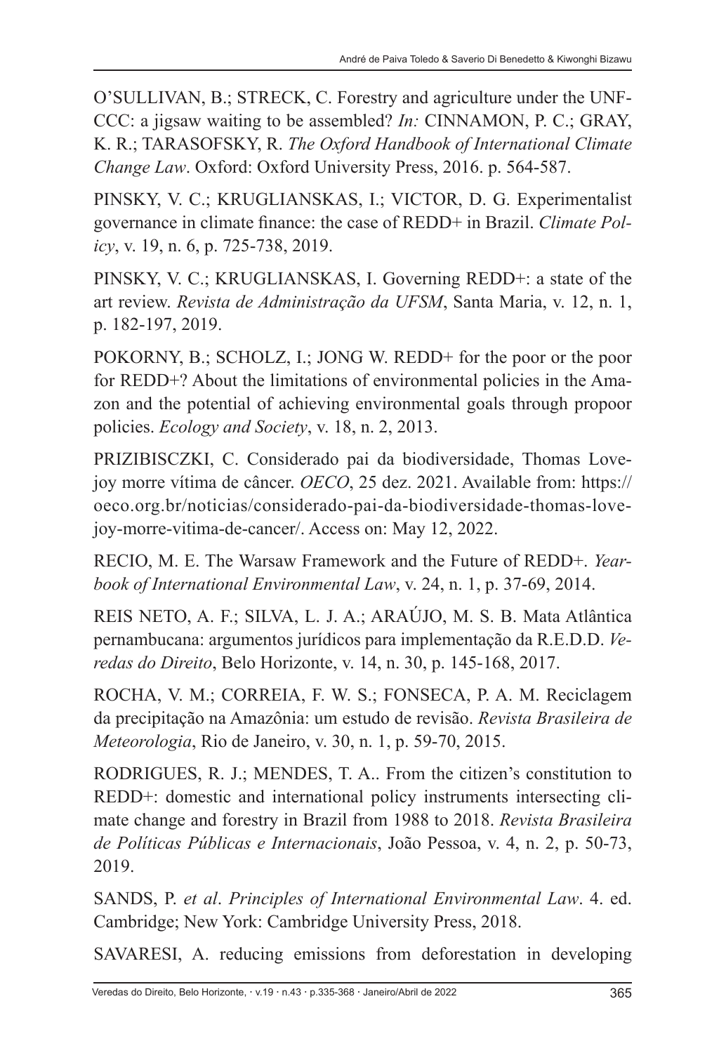O'SULLIVAN, B.; STRECK, C. Forestry and agriculture under the UNFCCC: a jigsaw waiting to be assembled? *In:* CINNAMON, P. C.; GRAY, K. R.; TARASOFSKY, R. *The Oxford Handbook of International Climate Change Law*. Oxford: Oxford University Press, 2016. p. 564-587.

PINSKY, V. C.; KRUGLIANSKAS, I.; VICTOR, D. G. Experimentalist governance in climate finance: the case of REDD+ in Brazil. *Climate Policy*, v. 19, n. 6, p. 725-738, 2019.

PINSKY, V. C.; KRUGLIANSKAS, I. Governing REDD+: a state of the art review. *Revista de Administração da UFSM*, Santa Maria, v. 12, n. 1, p. 182-197, 2019.

POKORNY, B.; SCHOLZ, I.; JONG W. REDD+ for the poor or the poor for REDD+? About the limitations of environmental policies in the Amazon and the potential of achieving environmental goals through propoor policies. *Ecology and Society*, v. 18, n. 2, 2013.

PRIZIBISCZKI, C. Considerado pai da biodiversidade, Thomas Lovejoy morre vítima de câncer. *OECO*, 25 dez. 2021. Available from: https://oeco.org.br/noticias/considerado-pai-da-biodiversidade-thomas-lovejoy-morre-vitima-de-cancer/. Access on: May 12, 2022.

RECIO, M. E. The Warsaw Framework and the Future of REDD+. *Yearbook of International Environmental Law*, v. 24, n. 1, p. 37-69, 2014.

REIS NETO, A. F.; SILVA, L. J. A.; ARAÚJO, M. S. B. Mata Atlântica pernambucana: argumentos jurídicos para implementação da R.E.D.D. *Veredas do Direito*, Belo Horizonte, v. 14, n. 30, p. 145-168, 2017.

ROCHA, V. M.; CORREIA, F. W. S.; FONSECA, P. A. M. Reciclagem da precipitação na Amazônia: um estudo de revisão. *Revista Brasileira de Meteorologia*, Rio de Janeiro, v. 30, n. 1, p. 59-70, 2015.

RODRIGUES, R. J.; MENDES, T. A.. From the citizen's constitution to REDD+: domestic and international policy instruments intersecting climate change and forestry in Brazil from 1988 to 2018. *Revista Brasileira de Políticas Públicas e Internacionais*, João Pessoa, v. 4, n. 2, p. 50-73, 2019.

SANDS, P. *et al*. *Principles of International Environmental Law*. 4. ed. Cambridge; New York: Cambridge University Press, 2018.

SAVARESI, A. reducing emissions from deforestation in developing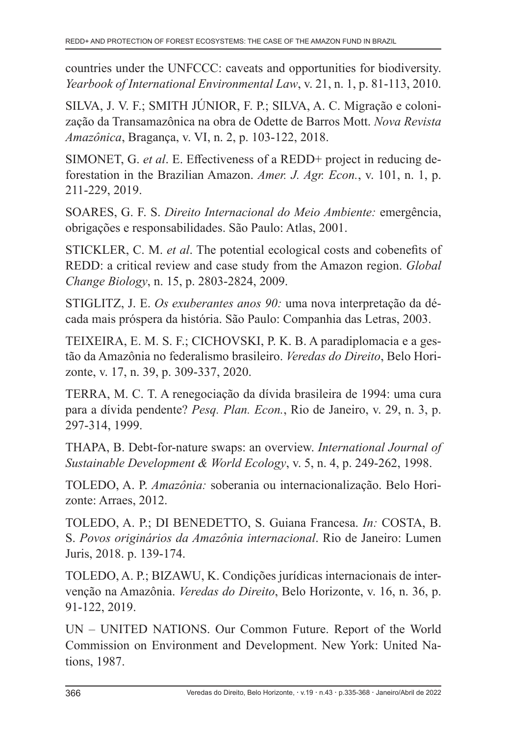countries under the UNFCCC: caveats and opportunities for biodiversity. *Yearbook of International Environmental Law*, v. 21, n. 1, p. 81-113, 2010.

SILVA, J. V. F.; SMITH JÚNIOR, F. P.; SILVA, A. C. Migração e colonização da Transamazônica na obra de Odette de Barros Mott. *Nova Revista Amazônica*, Bragança, v. VI, n. 2, p. 103-122, 2018.

SIMONET, G. *et al*. E. Effectiveness of a REDD+ project in reducing deforestation in the Brazilian Amazon. *Amer. J. Agr. Econ.*, v. 101, n. 1, p. 211-229, 2019.

SOARES, G. F. S. *Direito Internacional do Meio Ambiente:* emergência, obrigações e responsabilidades. São Paulo: Atlas, 2001.

STICKLER, C. M. *et al*. The potential ecological costs and cobenefits of REDD: a critical review and case study from the Amazon region. *Global Change Biology*, n. 15, p. 2803-2824, 2009.

STIGLITZ, J. E. *Os exuberantes anos 90:* uma nova interpretação da década mais próspera da história. São Paulo: Companhia das Letras, 2003.

TEIXEIRA, E. M. S. F.; CICHOVSKI, P. K. B. A paradiplomacia e a gestão da Amazônia no federalismo brasileiro. *Veredas do Direito*, Belo Horizonte, v. 17, n. 39, p. 309-337, 2020.

TERRA, M. C. T. A renegociação da dívida brasileira de 1994: uma cura para a dívida pendente? *Pesq. Plan. Econ.*, Rio de Janeiro, v. 29, n. 3, p. 297-314, 1999.

THAPA, B. Debt-for-nature swaps: an overview. *International Journal of Sustainable Development & World Ecology*, v. 5, n. 4, p. 249-262, 1998.

TOLEDO, A. P. *Amazônia:* soberania ou internacionalização. Belo Horizonte: Arraes, 2012.

TOLEDO, A. P.; DI BENEDETTO, S. Guiana Francesa. *In:* COSTA, B. S. *Povos originários da Amazônia internacional*. Rio de Janeiro: Lumen Juris, 2018. p. 139-174.

TOLEDO, A. P.; BIZAWU, K. Condições jurídicas internacionais de intervenção na Amazônia. *Veredas do Direito*, Belo Horizonte, v. 16, n. 36, p. 91-122, 2019.

UN – UNITED NATIONS. Our Common Future. Report of the World Commission on Environment and Development. New York: United Nations, 1987.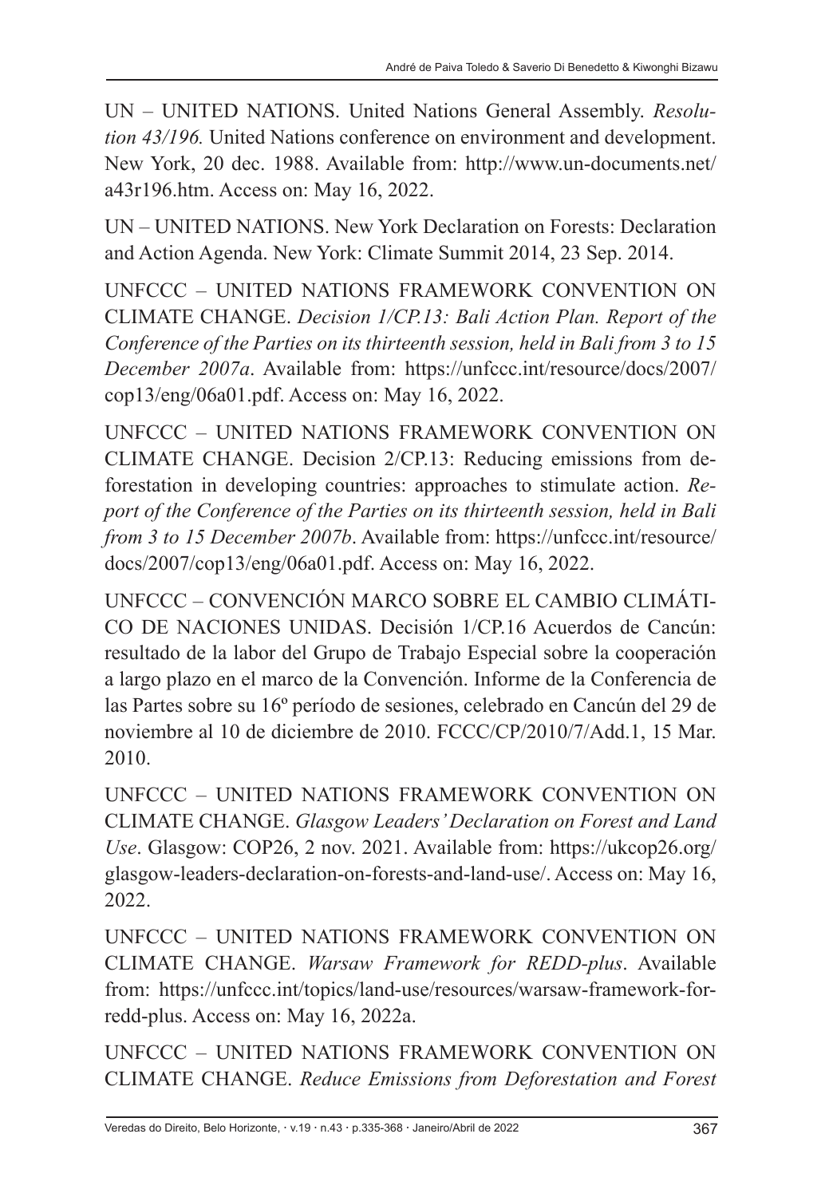UN – UNITED NATIONS. United Nations General Assembly. *Resolution 43/196.* United Nations conference on environment and development. New York, 20 dec. 1988. Available from: http://www.un-documents.net/a43r196.htm. Access on: May 16, 2022.

UN – UNITED NATIONS. New York Declaration on Forests: Declaration and Action Agenda. New York: Climate Summit 2014, 23 Sep. 2014.

UNFCCC – UNITED NATIONS FRAMEWORK CONVENTION ON CLIMATE CHANGE. *Decision 1/CP.13: Bali Action Plan. Report of the Conference of the Parties on its thirteenth session, held in Bali from 3 to 15 December 2007a*. Available from: https://unfccc.int/resource/docs/2007/cop13/eng/06a01.pdf. Access on: May 16, 2022.

UNFCCC – UNITED NATIONS FRAMEWORK CONVENTION ON CLIMATE CHANGE. Decision 2/CP.13: Reducing emissions from deforestation in developing countries: approaches to stimulate action. *Report of the Conference of the Parties on its thirteenth session, held in Bali from 3 to 15 December 2007b*. Available from: https://unfccc.int/resource/docs/2007/cop13/eng/06a01.pdf. Access on: May 16, 2022.

UNFCCC – CONVENCIÓN MARCO SOBRE EL CAMBIO CLIMÁTICO DE NACIONES UNIDAS. Decisión 1/CP.16 Acuerdos de Cancún: resultado de la labor del Grupo de Trabajo Especial sobre la cooperación a largo plazo en el marco de la Convención. Informe de la Conferencia de las Partes sobre su 16º período de sesiones, celebrado en Cancún del 29 de noviembre al 10 de diciembre de 2010. FCCC/CP/2010/7/Add.1, 15 Mar. 2010.

UNFCCC – UNITED NATIONS FRAMEWORK CONVENTION ON CLIMATE CHANGE. *Glasgow Leaders' Declaration on Forest and Land Use*. Glasgow: COP26, 2 nov. 2021. Available from: https://ukcop26.org/glasgow-leaders-declaration-on-forests-and-land-use/. Access on: May 16, 2022.

UNFCCC – UNITED NATIONS FRAMEWORK CONVENTION ON CLIMATE CHANGE. *Warsaw Framework for REDD-plus*. Available from: https://unfccc.int/topics/land-use/resources/warsaw-framework-for-redd-plus. Access on: May 16, 2022a.

UNFCCC – UNITED NATIONS FRAMEWORK CONVENTION ON CLIMATE CHANGE. *Reduce Emissions from Deforestation and Forest*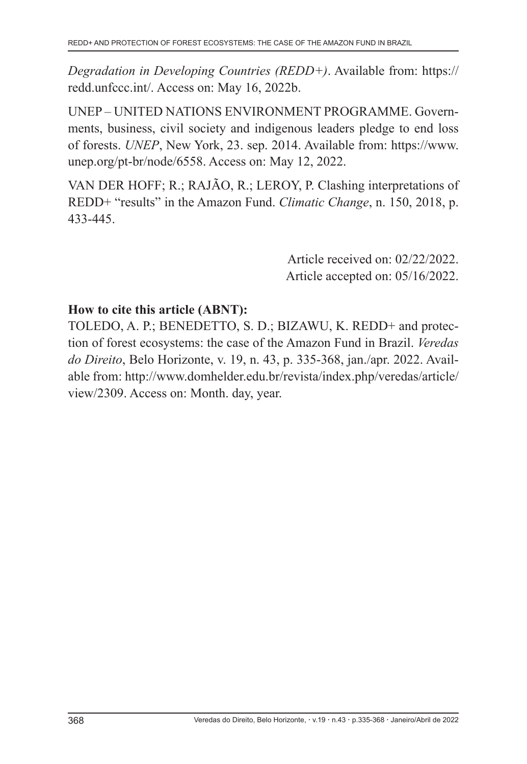*Degradation in Developing Countries (REDD+)*. Available from: https://redd.unfccc.int/. Access on: May 16, 2022b.

UNEP – UNITED NATIONS ENVIRONMENT PROGRAMME. Governments, business, civil society and indigenous leaders pledge to end loss of forests. *UNEP*, New York, 23. sep. 2014. Available from: https://www.unep.org/pt-br/node/6558. Access on: May 12, 2022.

VAN DER HOFF; R.; RAJÃO, R.; LEROY, P. Clashing interpretations of REDD+ "results" in the Amazon Fund. *Climatic Change*, n. 150, 2018, p. 433-445.

Article received on: 02/22/2022.
Article accepted on: 05/16/2022.

**How to cite this article (ABNT):**

TOLEDO, A. P.; BENEDETTO, S. D.; BIZAWU, K. REDD+ and protection of forest ecosystems: the case of the Amazon Fund in Brazil. *Veredas do Direito*, Belo Horizonte, v. 19, n. 43, p. 335-368, jan./apr. 2022. Available from: http://www.domhelder.edu.br/revista/index.php/veredas/article/view/2309. Access on: Month. day, year.